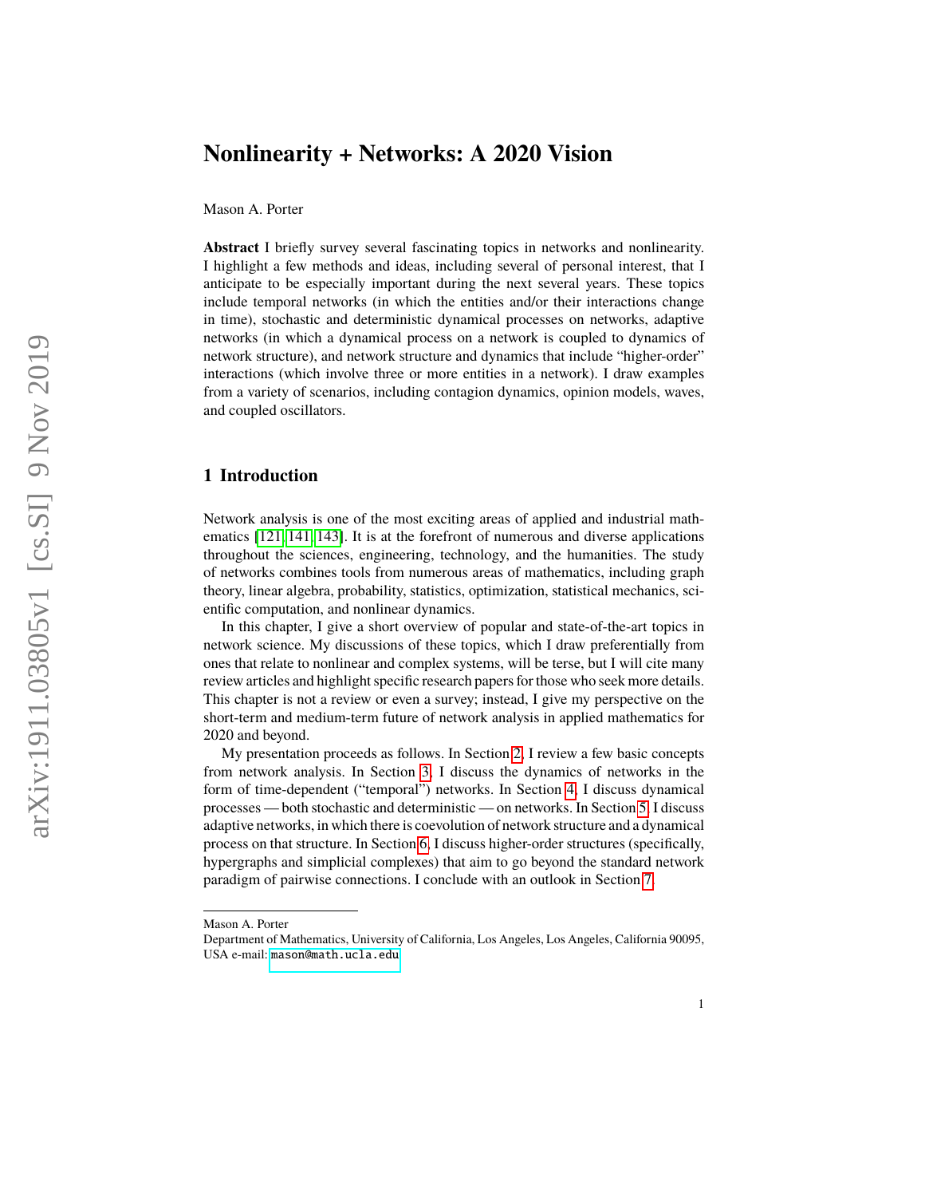# Nonlinearity + Networks: A 2020 Vision

Mason A. Porter

**Abstract** I briefly survey several fascinating topics in networks and nonlinearity. I highlight a few methods and ideas, including several of personal interest, that I anticipate to be especially important during the next several years. These topics include temporal networks (in which the entities and/or their interactions change in time), stochastic and deterministic dynamical processes on networks, adaptive networks (in which a dynamical process on a network is coupled to dynamics of network structure), and network structure and dynamics that include "higher-order" interactions (which involve three or more entities in a network). I draw examples from a variety of scenarios, including contagion dynamics, opinion models, waves, and coupled oscillators.

## 1 Introduction

Network analysis is one of the most exciting areas of applied and industrial mathematics [121, 141, 143]. It is at the forefront of numerous and diverse applications throughout the sciences, engineering, technology, and the humanities. The study of networks combines tools from numerous areas of mathematics, including graph theory, linear algebra, probability, statistics, optimization, statistical mechanics, scientific computation, and nonlinear dynamics.

In this chapter, I give a short overview of popular and state-of-the-art topics in network science. My discussions of these topics, which I draw preferentially from ones that relate to nonlinear and complex systems, will be terse, but I will cite many review articles and highlight specific research papers for those who seek more details. This chapter is not a review or even a survey; instead, I give my perspective on the short-term and medium-term future of network analysis in applied mathematics for 2020 and beyond.

My presentation proceeds as follows. In Section 2, I review a few basic concepts from network analysis. In Section 3, I discuss the dynamics of networks in the form of time-dependent ("temporal") networks. In Section 4, I discuss dynamical processes — both stochastic and deterministic — on networks. In Section 5, I discuss adaptive networks, in which there is coevolution of network structure and a dynamical process on that structure. In Section 6, I discuss higher-order structures (specifically, hypergraphs and simplicial complexes) that aim to go beyond the standard network paradigm of pairwise connections. I conclude with an outlook in Section 7.

---

Mason A. Porter
Department of Mathematics, University of California, Los Angeles, Los Angeles, California 90095, USA e-mail: mason@math.ucla.edu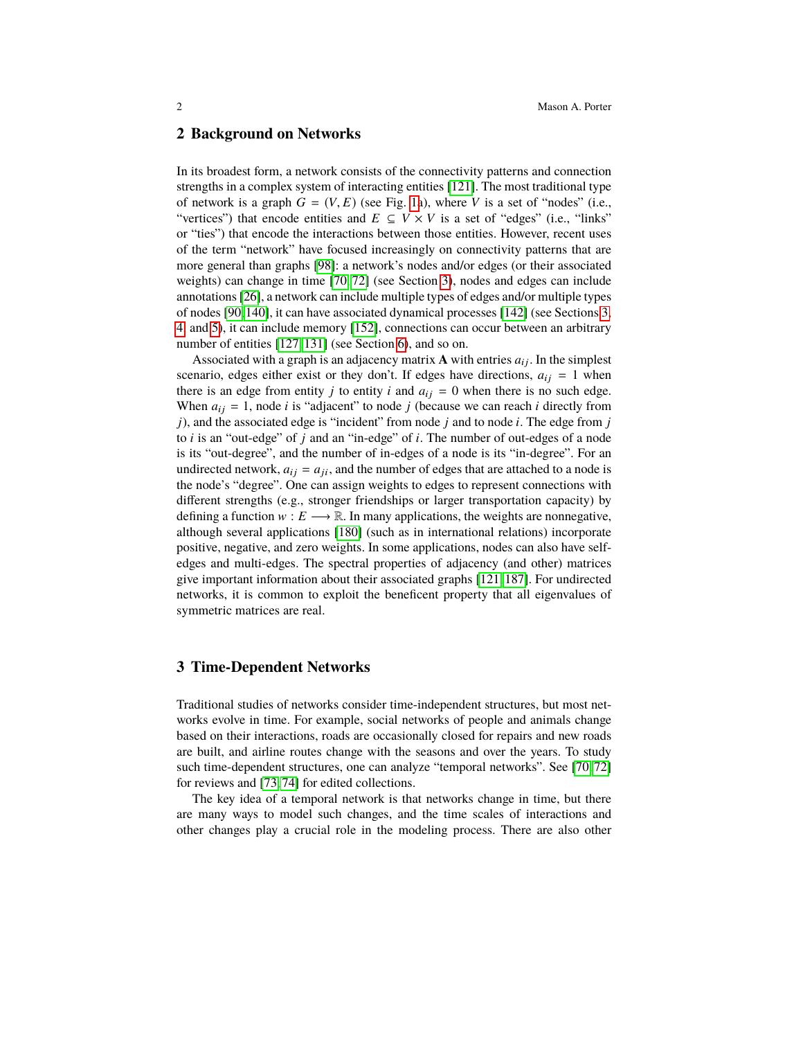## 2 Background on Networks

In its broadest form, a network consists of the connectivity patterns and connection strengths in a complex system of interacting entities [121]. The most traditional type of network is a graph $G = (V, E)$ (see Fig. 1a), where $V$ is a set of "nodes" (i.e., "vertices") that encode entities and $E \subseteq V \times V$ is a set of "edges" (i.e., "links" or "ties") that encode the interactions between those entities. However, recent uses of the term "network" have focused increasingly on connectivity patterns that are more general than graphs [98]: a network's nodes and/or edges (or their associated weights) can change in time [70, 72] (see Section 3), nodes and edges can include annotations [26], a network can include multiple types of edges and/or multiple types of nodes [90, 140], it can have associated dynamical processes [142] (see Sections 3, 4, and 5), it can include memory [152], connections can occur between an arbitrary number of entities [127, 131] (see Section 6), and so on.

Associated with a graph is an adjacency matrix $\mathbf{A}$ with entries $a_{ij}$. In the simplest scenario, edges either exist or they don't. If edges have directions, $a_{ij} = 1$ when there is an edge from entity $j$ to entity $i$ and $a_{ij} = 0$ when there is no such edge. When $a_{ij} = 1$, node $i$ is "adjacent" to node $j$ (because we can reach $i$ directly from $j$), and the associated edge is "incident" from node $j$ and to node $i$. The edge from $j$ to $i$ is an "out-edge" of $j$ and an "in-edge" of $i$. The number of out-edges of a node is its "out-degree", and the number of in-edges of a node is its "in-degree". For an undirected network, $a_{ij} = a_{ji}$, and the number of edges that are attached to a node is the node's "degree". One can assign weights to edges to represent connections with different strengths (e.g., stronger friendships or larger transportation capacity) by defining a function $w : E \longrightarrow \mathbb{R}$. In many applications, the weights are nonnegative, although several applications [180] (such as in international relations) incorporate positive, negative, and zero weights. In some applications, nodes can also have self-edges and multi-edges. The spectral properties of adjacency (and other) matrices give important information about their associated graphs [121, 187]. For undirected networks, it is common to exploit the beneficent property that all eigenvalues of symmetric matrices are real.

## 3 Time-Dependent Networks

Traditional studies of networks consider time-independent structures, but most networks evolve in time. For example, social networks of people and animals change based on their interactions, roads are occasionally closed for repairs and new roads are built, and airline routes change with the seasons and over the years. To study such time-dependent structures, one can analyze "temporal networks". See [70, 72] for reviews and [73, 74] for edited collections.

The key idea of a temporal network is that networks change in time, but there are many ways to model such changes, and the time scales of interactions and other changes play a crucial role in the modeling process. There are also other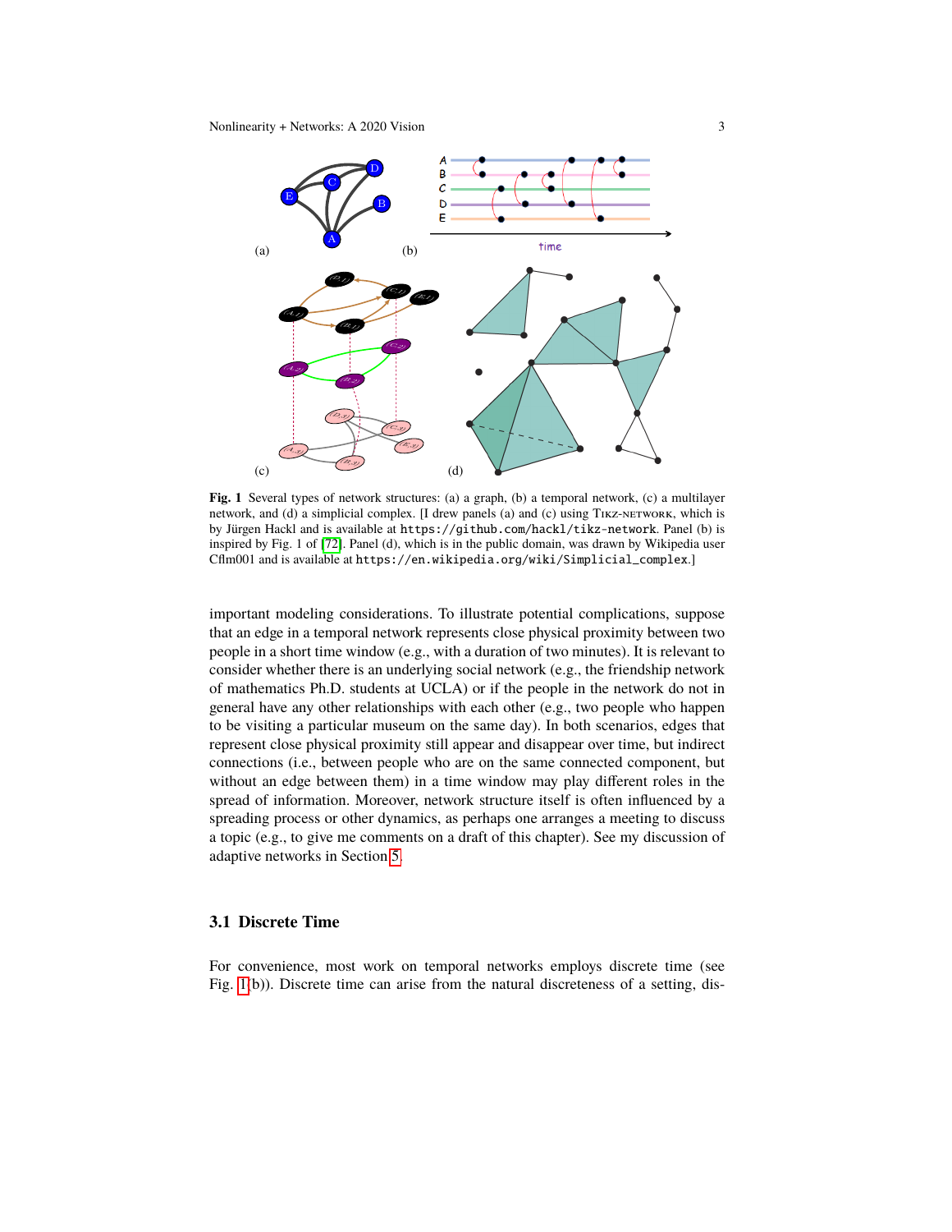**Fig. 1** Several types of network structures: (a) a graph, (b) a temporal network, (c) a multilayer network, and (d) a simplicial complex. [I drew panels (a) and (c) using TIKZ-NETWORK, which is by Jürgen Hackl and is available at `https://github.com/hackl/tikz-network`. Panel (b) is inspired by Fig. 1 of [72]. Panel (d), which is in the public domain, was drawn by Wikipedia user Cflm001 and is available at `https://en.wikipedia.org/wiki/Simplicial_complex`.]

important modeling considerations. To illustrate potential complications, suppose that an edge in a temporal network represents close physical proximity between two people in a short time window (e.g., with a duration of two minutes). It is relevant to consider whether there is an underlying social network (e.g., the friendship network of mathematics Ph.D. students at UCLA) or if the people in the network do not in general have any other relationships with each other (e.g., two people who happen to be visiting a particular museum on the same day). In both scenarios, edges that represent close physical proximity still appear and disappear over time, but indirect connections (i.e., between people who are on the same connected component, but without an edge between them) in a time window may play different roles in the spread of information. Moreover, network structure itself is often influenced by a spreading process or other dynamics, as perhaps one arranges a meeting to discuss a topic (e.g., to give me comments on a draft of this chapter). See my discussion of adaptive networks in Section 5.

### 3.1 Discrete Time

For convenience, most work on temporal networks employs discrete time (see Fig. 1(b)). Discrete time can arise from the natural discreteness of a setting, dis-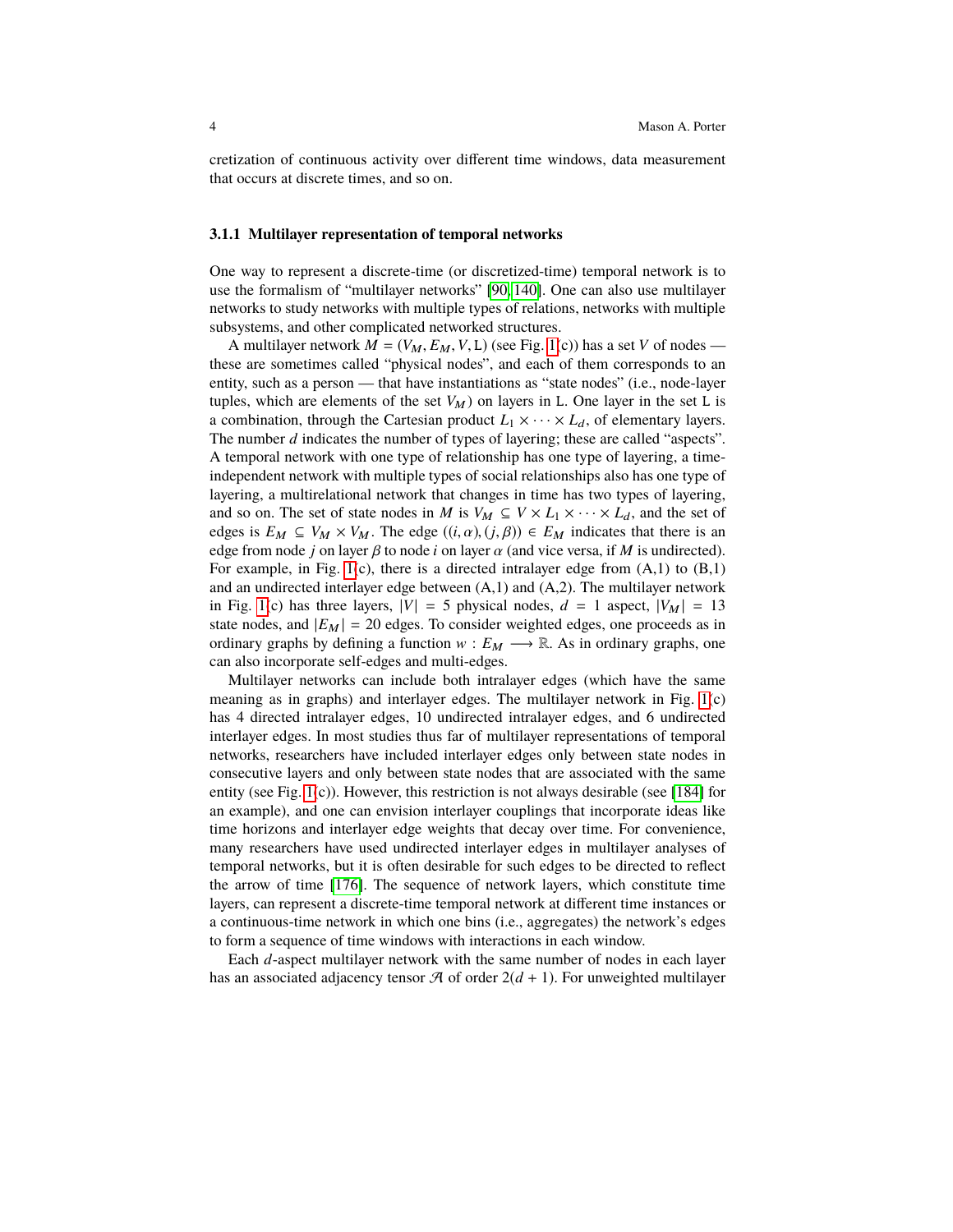cretization of continuous activity over different time windows, data measurement that occurs at discrete times, and so on.

### 3.1.1 Multilayer representation of temporal networks

One way to represent a discrete-time (or discretized-time) temporal network is to use the formalism of "multilayer networks" [90, 140]. One can also use multilayer networks to study networks with multiple types of relations, networks with multiple subsystems, and other complicated networked structures.

A multilayer network $M = (V_M, E_M, V, \mathtt{L})$ (see Fig. 1(c)) has a set $V$ of nodes — these are sometimes called "physical nodes", and each of them corresponds to an entity, such as a person — that have instantiations as "state nodes" (i.e., node-layer tuples, which are elements of the set $V_M$) on layers in $\mathtt{L}$. One layer in the set $\mathtt{L}$ is a combination, through the Cartesian product $L_1 \times \cdots \times L_d$, of elementary layers. The number $d$ indicates the number of types of layering; these are called "aspects". A temporal network with one type of relationship has one type of layering, a time-independent network with multiple types of social relationships also has one type of layering, a multirelational network that changes in time has two types of layering, and so on. The set of state nodes in $M$ is $V_M \subseteq V \times L_1 \times \cdots \times L_d$, and the set of edges is $E_M \subseteq V_M \times V_M$. The edge $((i,\alpha),(j,\beta)) \in E_M$ indicates that there is an edge from node $j$ on layer $\beta$ to node $i$ on layer $\alpha$ (and vice versa, if $M$ is undirected). For example, in Fig. 1(c), there is a directed intralayer edge from (A,1) to (B,1) and an undirected interlayer edge between (A,1) and (A,2). The multilayer network in Fig. 1(c) has three layers, $|V| = 5$ physical nodes, $d = 1$ aspect, $|V_M| = 13$ state nodes, and $|E_M| = 20$ edges. To consider weighted edges, one proceeds as in ordinary graphs by defining a function $w : E_M \longrightarrow \mathbb{R}$. As in ordinary graphs, one can also incorporate self-edges and multi-edges.

Multilayer networks can include both intralayer edges (which have the same meaning as in graphs) and interlayer edges. The multilayer network in Fig. 1(c) has 4 directed intralayer edges, 10 undirected intralayer edges, and 6 undirected interlayer edges. In most studies thus far of multilayer representations of temporal networks, researchers have included interlayer edges only between state nodes in consecutive layers and only between state nodes that are associated with the same entity (see Fig. 1(c)). However, this restriction is not always desirable (see [184] for an example), and one can envision interlayer couplings that incorporate ideas like time horizons and interlayer edge weights that decay over time. For convenience, many researchers have used undirected interlayer edges in multilayer analyses of temporal networks, but it is often desirable for such edges to be directed to reflect the arrow of time [176]. The sequence of network layers, which constitute time layers, can represent a discrete-time temporal network at different time instances or a continuous-time network in which one bins (i.e., aggregates) the network's edges to form a sequence of time windows with interactions in each window.

Each $d$-aspect multilayer network with the same number of nodes in each layer has an associated adjacency tensor $\mathcal{A}$ of order $2(d+1)$. For unweighted multilayer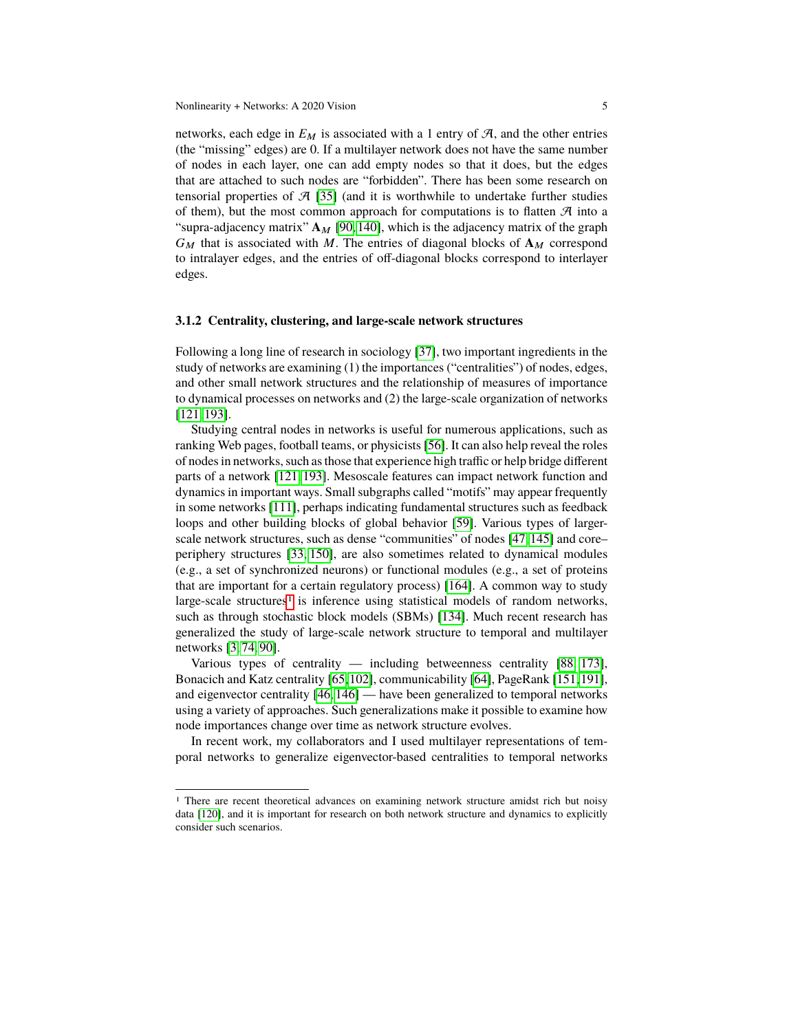networks, each edge in $E_M$ is associated with a 1 entry of $\mathcal{A}$, and the other entries (the "missing" edges) are 0. If a multilayer network does not have the same number of nodes in each layer, one can add empty nodes so that it does, but the edges that are attached to such nodes are "forbidden". There has been some research on tensorial properties of $\mathcal{A}$ [35] (and it is worthwhile to undertake further studies of them), but the most common approach for computations is to flatten $\mathcal{A}$ into a "supra-adjacency matrix" $\mathbf{A}_M$ [90, 140], which is the adjacency matrix of the graph $G_M$ that is associated with $M$. The entries of diagonal blocks of $\mathbf{A}_M$ correspond to intralayer edges, and the entries of off-diagonal blocks correspond to interlayer edges.

### 3.1.2 Centrality, clustering, and large-scale network structures

Following a long line of research in sociology [37], two important ingredients in the study of networks are examining (1) the importances ("centralities") of nodes, edges, and other small network structures and the relationship of measures of importance to dynamical processes on networks and (2) the large-scale organization of networks [121, 193].

Studying central nodes in networks is useful for numerous applications, such as ranking Web pages, football teams, or physicists [56]. It can also help reveal the roles of nodes in networks, such as those that experience high traffic or help bridge different parts of a network [121, 193]. Mesoscale features can impact network function and dynamics in important ways. Small subgraphs called "motifs" may appear frequently in some networks [111], perhaps indicating fundamental structures such as feedback loops and other building blocks of global behavior [59]. Various types of larger-scale network structures, such as dense "communities" of nodes [47, 145] and core–periphery structures [33, 150], are also sometimes related to dynamical modules (e.g., a set of synchronized neurons) or functional modules (e.g., a set of proteins that are important for a certain regulatory process) [164]. A common way to study large-scale structures[1] is inference using statistical models of random networks, such as through stochastic block models (SBMs) [134]. Much recent research has generalized the study of large-scale network structure to temporal and multilayer networks [3, 74, 90].

Various types of centrality — including betweenness centrality [88, 173], Bonacich and Katz centrality [65, 102], communicability [64], PageRank [151, 191], and eigenvector centrality [46, 146] — have been generalized to temporal networks using a variety of approaches. Such generalizations make it possible to examine how node importances change over time as network structure evolves.

In recent work, my collaborators and I used multilayer representations of temporal networks to generalize eigenvector-based centralities to temporal networks

---

[1] There are recent theoretical advances on examining network structure amidst rich but noisy data [120], and it is important for research on both network structure and dynamics to explicitly consider such scenarios.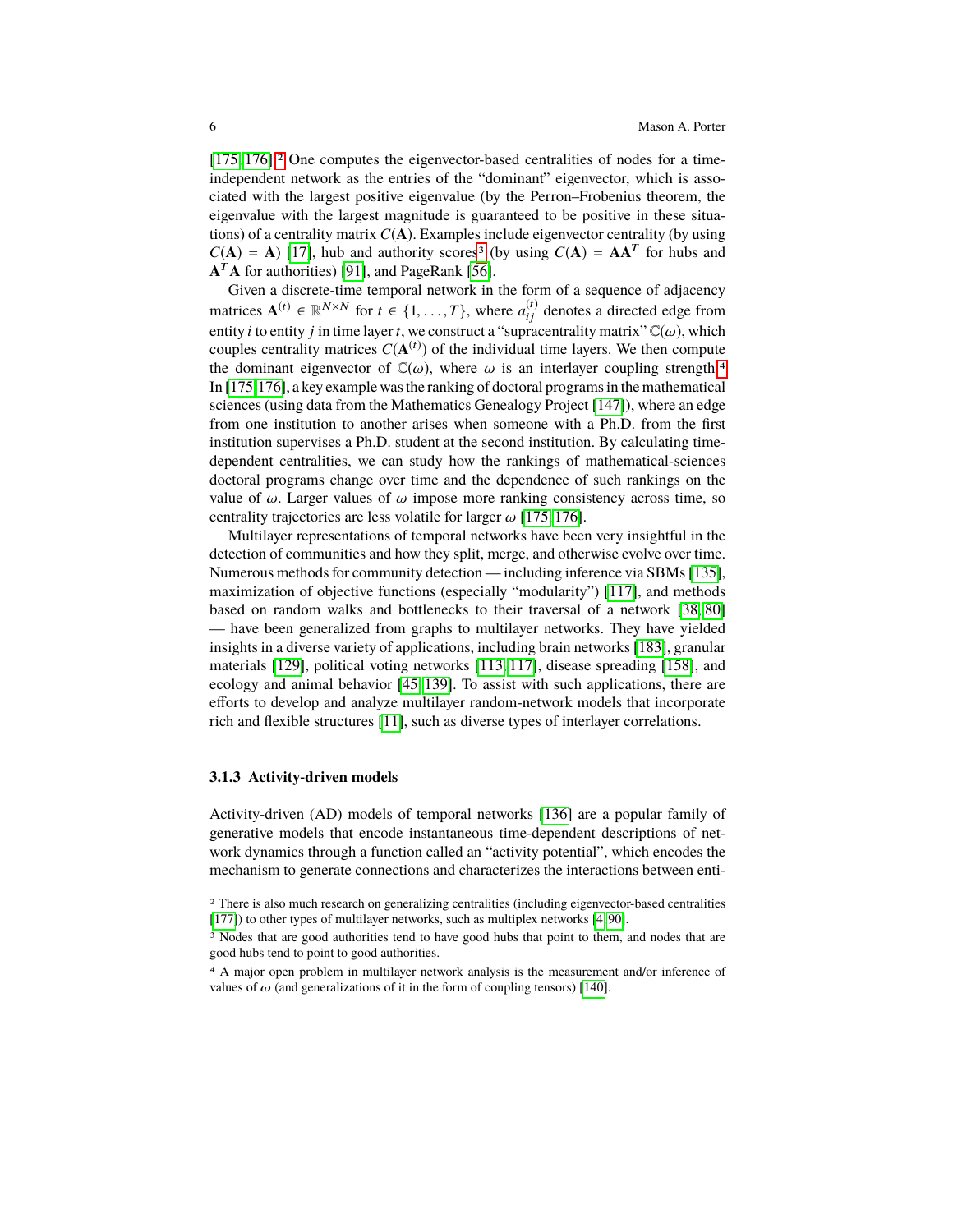[175, 176].[2] One computes the eigenvector-based centralities of nodes for a time-independent network as the entries of the "dominant" eigenvector, which is associated with the largest positive eigenvalue (by the Perron–Frobenius theorem, the eigenvalue with the largest magnitude is guaranteed to be positive in these situations) of a centrality matrix $C(\mathbf{A})$. Examples include eigenvector centrality (by using $C(\mathbf{A}) = \mathbf{A}$) [17], hub and authority scores[3] (by using $C(\mathbf{A}) = \mathbf{A}\mathbf{A}^T$ for hubs and $\mathbf{A}^T\mathbf{A}$ for authorities) [91], and PageRank [56].

Given a discrete-time temporal network in the form of a sequence of adjacency matrices $\mathbf{A}^{(t)} \in \mathbb{R}^{N \times N}$ for $t \in \{1, \ldots, T\}$, where $a_{ij}^{(t)}$ denotes a directed edge from entity $i$ to entity $j$ in time layer $t$, we construct a "supracentrality matrix" $\mathbb{C}(\omega)$, which couples centrality matrices $C(\mathbf{A}^{(t)})$ of the individual time layers. We then compute the dominant eigenvector of $\mathbb{C}(\omega)$, where $\omega$ is an interlayer coupling strength.[4] In [175, 176], a key example was the ranking of doctoral programs in the mathematical sciences (using data from the Mathematics Genealogy Project [147]), where an edge from one institution to another arises when someone with a Ph.D. from the first institution supervises a Ph.D. student at the second institution. By calculating time-dependent centralities, we can study how the rankings of mathematical-sciences doctoral programs change over time and the dependence of such rankings on the value of $\omega$. Larger values of $\omega$ impose more ranking consistency across time, so centrality trajectories are less volatile for larger $\omega$ [175, 176].

Multilayer representations of temporal networks have been very insightful in the detection of communities and how they split, merge, and otherwise evolve over time. Numerous methods for community detection — including inference via SBMs [135], maximization of objective functions (especially "modularity") [117], and methods based on random walks and bottlenecks to their traversal of a network [38, 80] — have been generalized from graphs to multilayer networks. They have yielded insights in a diverse variety of applications, including brain networks [183], granular materials [129], political voting networks [113, 117], disease spreading [158], and ecology and animal behavior [45, 139]. To assist with such applications, there are efforts to develop and analyze multilayer random-network models that incorporate rich and flexible structures [11], such as diverse types of interlayer correlations.

### 3.1.3 Activity-driven models

Activity-driven (AD) models of temporal networks [136] are a popular family of generative models that encode instantaneous time-dependent descriptions of network dynamics through a function called an "activity potential", which encodes the mechanism to generate connections and characterizes the interactions between enti-

---

[2] There is also much research on generalizing centralities (including eigenvector-based centralities [177]) to other types of multilayer networks, such as multiplex networks [4, 90].

[3] Nodes that are good authorities tend to have good hubs that point to them, and nodes that are good hubs tend to point to good authorities.

[4] A major open problem in multilayer network analysis is the measurement and/or inference of values of $\omega$ (and generalizations of it in the form of coupling tensors) [140].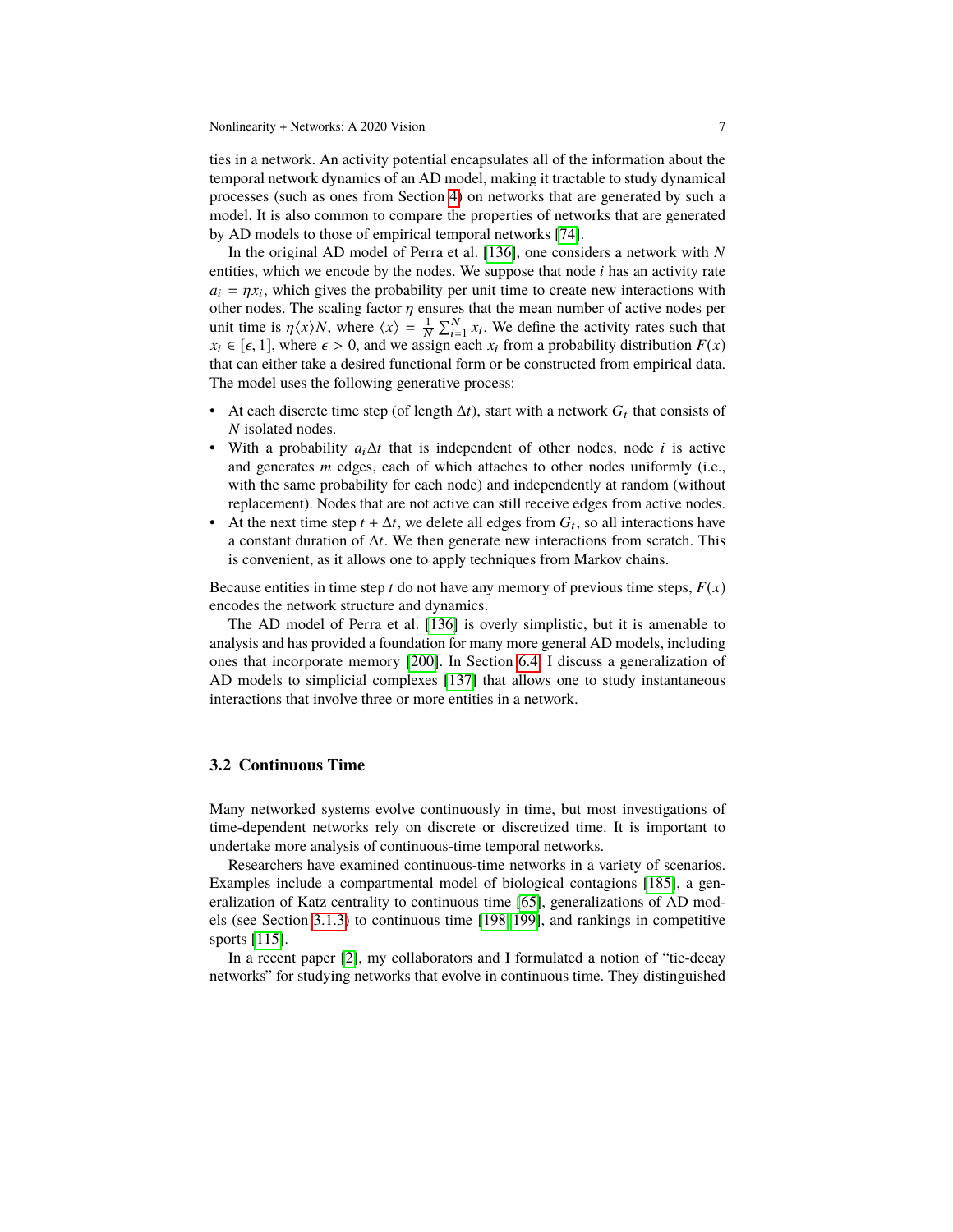ties in a network. An activity potential encapsulates all of the information about the temporal network dynamics of an AD model, making it tractable to study dynamical processes (such as ones from Section 4) on networks that are generated by such a model. It is also common to compare the properties of networks that are generated by AD models to those of empirical temporal networks [74].

In the original AD model of Perra et al. [136], one considers a network with $N$ entities, which we encode by the nodes. We suppose that node $i$ has an activity rate $a_i = \eta x_i$, which gives the probability per unit time to create new interactions with other nodes. The scaling factor $\eta$ ensures that the mean number of active nodes per unit time is $\eta \langle x \rangle N$, where $\langle x \rangle = \frac{1}{N} \sum_{i=1}^{N} x_i$. We define the activity rates such that $x_i \in [\epsilon, 1]$, where $\epsilon > 0$, and we assign each $x_i$ from a probability distribution $F(x)$ that can either take a desired functional form or be constructed from empirical data. The model uses the following generative process:

- At each discrete time step (of length $\Delta t$), start with a network $G_t$ that consists of $N$ isolated nodes.
- With a probability $a_i \Delta t$ that is independent of other nodes, node $i$ is active and generates $m$ edges, each of which attaches to other nodes uniformly (i.e., with the same probability for each node) and independently at random (without replacement). Nodes that are not active can still receive edges from active nodes.
- At the next time step $t + \Delta t$, we delete all edges from $G_t$, so all interactions have a constant duration of $\Delta t$. We then generate new interactions from scratch. This is convenient, as it allows one to apply techniques from Markov chains.

Because entities in time step $t$ do not have any memory of previous time steps, $F(x)$ encodes the network structure and dynamics.

The AD model of Perra et al. [136] is overly simplistic, but it is amenable to analysis and has provided a foundation for many more general AD models, including ones that incorporate memory [200]. In Section 6.4, I discuss a generalization of AD models to simplicial complexes [137] that allows one to study instantaneous interactions that involve three or more entities in a network.

### 3.2 Continuous Time

Many networked systems evolve continuously in time, but most investigations of time-dependent networks rely on discrete or discretized time. It is important to undertake more analysis of continuous-time temporal networks.

Researchers have examined continuous-time networks in a variety of scenarios. Examples include a compartmental model of biological contagions [185], a generalization of Katz centrality to continuous time [65], generalizations of AD models (see Section 3.1.3) to continuous time [198, 199], and rankings in competitive sports [115].

In a recent paper [2], my collaborators and I formulated a notion of "tie-decay networks" for studying networks that evolve in continuous time. They distinguished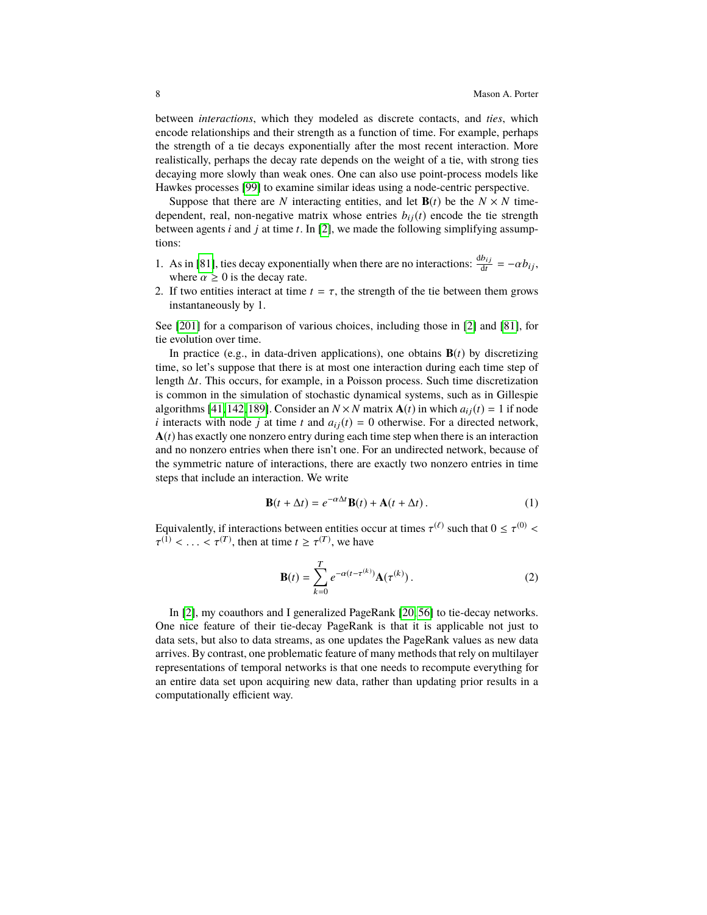between *interactions*, which they modeled as discrete contacts, and *ties*, which encode relationships and their strength as a function of time. For example, perhaps the strength of a tie decays exponentially after the most recent interaction. More realistically, perhaps the decay rate depends on the weight of a tie, with strong ties decaying more slowly than weak ones. One can also use point-process models like Hawkes processes [99] to examine similar ideas using a node-centric perspective.

Suppose that there are $N$ interacting entities, and let $\mathbf{B}(t)$ be the $N \times N$ time-dependent, real, non-negative matrix whose entries $b_{ij}(t)$ encode the tie strength between agents $i$ and $j$ at time $t$. In [2], we made the following simplifying assumptions:

1. As in [81], ties decay exponentially when there are no interactions: $\frac{\mathrm{d}b_{ij}}{\mathrm{d}t} = -\alpha b_{ij}$, where $\alpha \geq 0$ is the decay rate.
2. If two entities interact at time $t = \tau$, the strength of the tie between them grows instantaneously by 1.

See [201] for a comparison of various choices, including those in [2] and [81], for tie evolution over time.

In practice (e.g., in data-driven applications), one obtains $\mathbf{B}(t)$ by discretizing time, so let's suppose that there is at most one interaction during each time step of length $\Delta t$. This occurs, for example, in a Poisson process. Such time discretization is common in the simulation of stochastic dynamical systems, such as in Gillespie algorithms [41, 142, 189]. Consider an $N \times N$ matrix $\mathbf{A}(t)$ in which $a_{ij}(t) = 1$ if node $i$ interacts with node $j$ at time $t$ and $a_{ij}(t) = 0$ otherwise. For a directed network, $\mathbf{A}(t)$ has exactly one nonzero entry during each time step when there is an interaction and no nonzero entries when there isn't one. For an undirected network, because of the symmetric nature of interactions, there are exactly two nonzero entries in time steps that include an interaction. We write

$$\mathbf{B}(t + \Delta t) = e^{-\alpha \Delta t}\mathbf{B}(t) + \mathbf{A}(t + \Delta t)\,. \tag{1}$$

Equivalently, if interactions between entities occur at times $\tau^{(\ell)}$ such that $0 \leq \tau^{(0)} < \tau^{(1)} < \ldots < \tau^{(T)}$, then at time $t \geq \tau^{(T)}$, we have

$$\mathbf{B}(t) = \sum_{k=0}^{T} e^{-\alpha(t - \tau^{(k)})}\mathbf{A}(\tau^{(k)})\,. \tag{2}$$

In [2], my coauthors and I generalized PageRank [20, 56] to tie-decay networks. One nice feature of their tie-decay PageRank is that it is applicable not just to data sets, but also to data streams, as one updates the PageRank values as new data arrives. By contrast, one problematic feature of many methods that rely on multilayer representations of temporal networks is that one needs to recompute everything for an entire data set upon acquiring new data, rather than updating prior results in a computationally efficient way.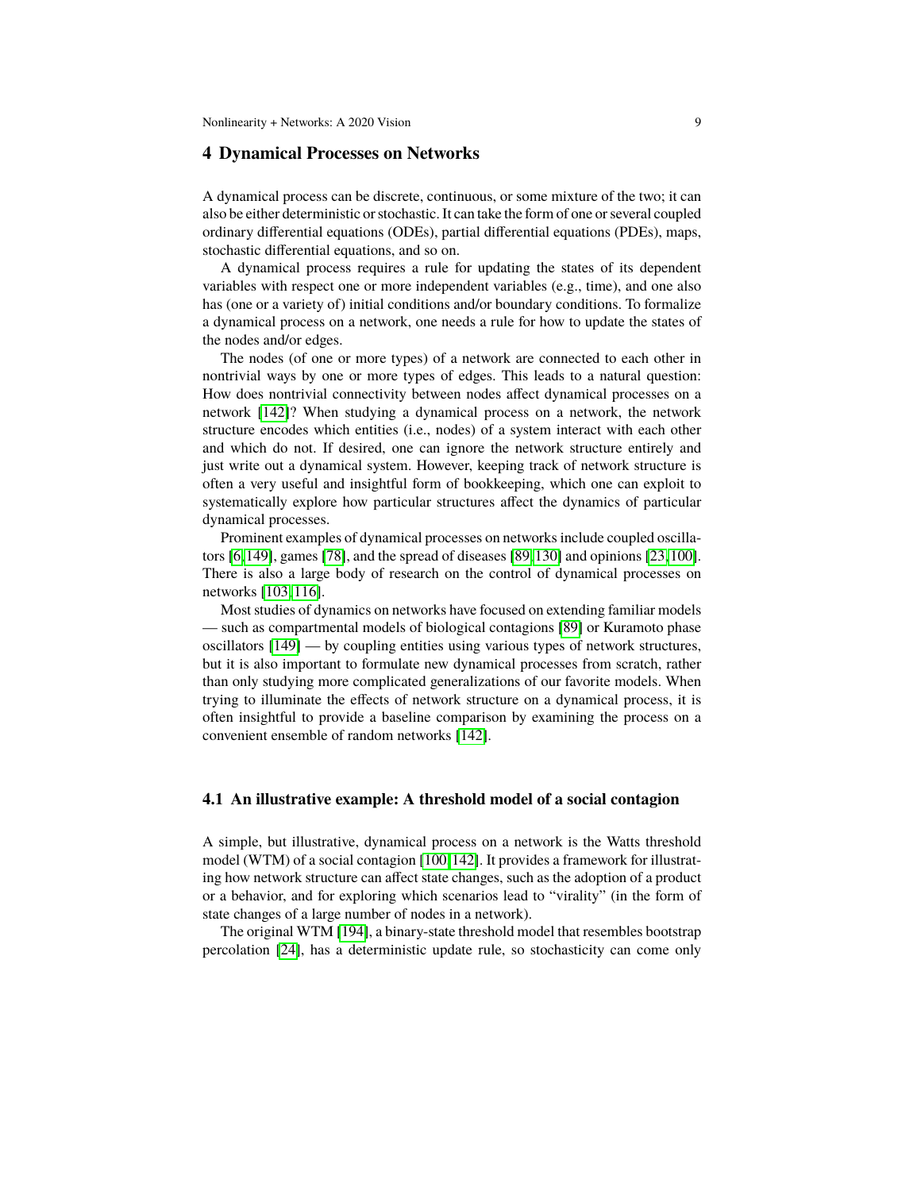## 4 Dynamical Processes on Networks

A dynamical process can be discrete, continuous, or some mixture of the two; it can also be either deterministic or stochastic. It can take the form of one or several coupled ordinary differential equations (ODEs), partial differential equations (PDEs), maps, stochastic differential equations, and so on.

A dynamical process requires a rule for updating the states of its dependent variables with respect one or more independent variables (e.g., time), and one also has (one or a variety of) initial conditions and/or boundary conditions. To formalize a dynamical process on a network, one needs a rule for how to update the states of the nodes and/or edges.

The nodes (of one or more types) of a network are connected to each other in nontrivial ways by one or more types of edges. This leads to a natural question: How does nontrivial connectivity between nodes affect dynamical processes on a network [142]? When studying a dynamical process on a network, the network structure encodes which entities (i.e., nodes) of a system interact with each other and which do not. If desired, one can ignore the network structure entirely and just write out a dynamical system. However, keeping track of network structure is often a very useful and insightful form of bookkeeping, which one can exploit to systematically explore how particular structures affect the dynamics of particular dynamical processes.

Prominent examples of dynamical processes on networks include coupled oscillators [6,149], games [78], and the spread of diseases [89,130] and opinions [23,100]. There is also a large body of research on the control of dynamical processes on networks [103,116].

Most studies of dynamics on networks have focused on extending familiar models — such as compartmental models of biological contagions [89] or Kuramoto phase oscillators [149] — by coupling entities using various types of network structures, but it is also important to formulate new dynamical processes from scratch, rather than only studying more complicated generalizations of our favorite models. When trying to illuminate the effects of network structure on a dynamical process, it is often insightful to provide a baseline comparison by examining the process on a convenient ensemble of random networks [142].

### 4.1 An illustrative example: A threshold model of a social contagion

A simple, but illustrative, dynamical process on a network is the Watts threshold model (WTM) of a social contagion [100,142]. It provides a framework for illustrating how network structure can affect state changes, such as the adoption of a product or a behavior, and for exploring which scenarios lead to "virality" (in the form of state changes of a large number of nodes in a network).

The original WTM [194], a binary-state threshold model that resembles bootstrap percolation [24], has a deterministic update rule, so stochasticity can come only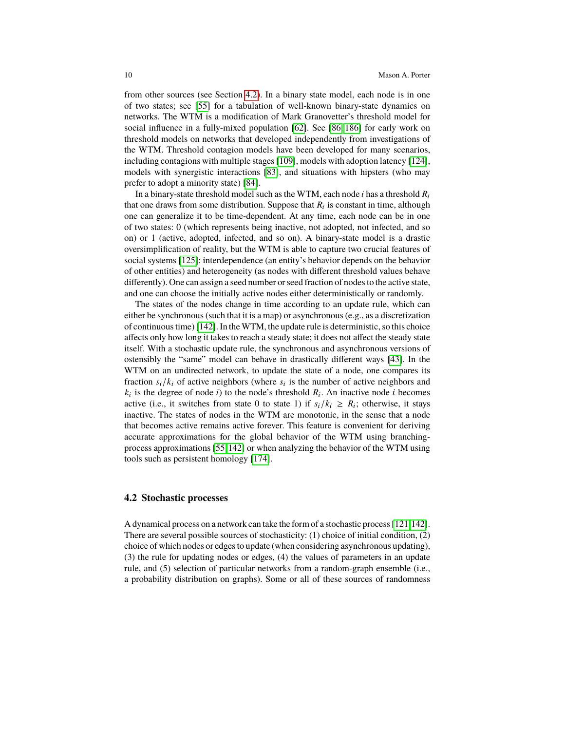from other sources (see Section 4.2). In a binary state model, each node is in one of two states; see [55] for a tabulation of well-known binary-state dynamics on networks. The WTM is a modification of Mark Granovetter's threshold model for social influence in a fully-mixed population [62]. See [86, 186] for early work on threshold models on networks that developed independently from investigations of the WTM. Threshold contagion models have been developed for many scenarios, including contagions with multiple stages [109], models with adoption latency [124], models with synergistic interactions [83], and situations with hipsters (who may prefer to adopt a minority state) [84].

In a binary-state threshold model such as the WTM, each node $i$ has a threshold $R_i$ that one draws from some distribution. Suppose that $R_i$ is constant in time, although one can generalize it to be time-dependent. At any time, each node can be in one of two states: 0 (which represents being inactive, not adopted, not infected, and so on) or 1 (active, adopted, infected, and so on). A binary-state model is a drastic oversimplification of reality, but the WTM is able to capture two crucial features of social systems [125]: interdependence (an entity's behavior depends on the behavior of other entities) and heterogeneity (as nodes with different threshold values behave differently). One can assign a seed number or seed fraction of nodes to the active state, and one can choose the initially active nodes either deterministically or randomly.

The states of the nodes change in time according to an update rule, which can either be synchronous (such that it is a map) or asynchronous (e.g., as a discretization of continuous time) [142]. In the WTM, the update rule is deterministic, so this choice affects only how long it takes to reach a steady state; it does not affect the steady state itself. With a stochastic update rule, the synchronous and asynchronous versions of ostensibly the "same" model can behave in drastically different ways [43]. In the WTM on an undirected network, to update the state of a node, one compares its fraction $s_i/k_i$ of active neighbors (where $s_i$ is the number of active neighbors and $k_i$ is the degree of node $i$) to the node's threshold $R_i$. An inactive node $i$ becomes active (i.e., it switches from state 0 to state 1) if $s_i/k_i \geq R_i$; otherwise, it stays inactive. The states of nodes in the WTM are monotonic, in the sense that a node that becomes active remains active forever. This feature is convenient for deriving accurate approximations for the global behavior of the WTM using branching-process approximations [55, 142] or when analyzing the behavior of the WTM using tools such as persistent homology [174].

### 4.2 Stochastic processes

A dynamical process on a network can take the form of a stochastic process [121, 142]. There are several possible sources of stochasticity: (1) choice of initial condition, (2) choice of which nodes or edges to update (when considering asynchronous updating), (3) the rule for updating nodes or edges, (4) the values of parameters in an update rule, and (5) selection of particular networks from a random-graph ensemble (i.e., a probability distribution on graphs). Some or all of these sources of randomness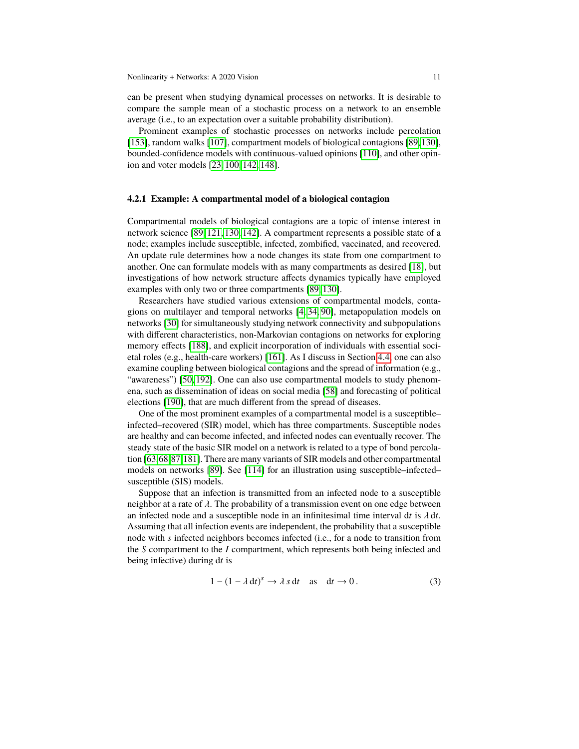can be present when studying dynamical processes on networks. It is desirable to compare the sample mean of a stochastic process on a network to an ensemble average (i.e., to an expectation over a suitable probability distribution).

Prominent examples of stochastic processes on networks include percolation [153], random walks [107], compartment models of biological contagions [89,130], bounded-confidence models with continuous-valued opinions [110], and other opinion and voter models [23,100,142,148].

### 4.2.1 Example: A compartmental model of a biological contagion

Compartmental models of biological contagions are a topic of intense interest in network science [89,121,130,142]. A compartment represents a possible state of a node; examples include susceptible, infected, zombified, vaccinated, and recovered. An update rule determines how a node changes its state from one compartment to another. One can formulate models with as many compartments as desired [18], but investigations of how network structure affects dynamics typically have employed examples with only two or three compartments [89,130].

Researchers have studied various extensions of compartmental models, contagions on multilayer and temporal networks [4,34,90], metapopulation models on networks [30] for simultaneously studying network connectivity and subpopulations with different characteristics, non-Markovian contagions on networks for exploring memory effects [188], and explicit incorporation of individuals with essential societal roles (e.g., health-care workers) [161]. As I discuss in Section 4.4, one can also examine coupling between biological contagions and the spread of information (e.g., "awareness") [50,192]. One can also use compartmental models to study phenomena, such as dissemination of ideas on social media [58] and forecasting of political elections [190], that are much different from the spread of diseases.

One of the most prominent examples of a compartmental model is a susceptible–infected–recovered (SIR) model, which has three compartments. Susceptible nodes are healthy and can become infected, and infected nodes can eventually recover. The steady state of the basic SIR model on a network is related to a type of bond percolation [63,68,87,181]. There are many variants of SIR models and other compartmental models on networks [89]. See [114] for an illustration using susceptible–infected–susceptible (SIS) models.

Suppose that an infection is transmitted from an infected node to a susceptible neighbor at a rate of $\lambda$. The probability of a transmission event on one edge between an infected node and a susceptible node in an infinitesimal time interval $\mathrm{d}t$ is $\lambda\,\mathrm{d}t$. Assuming that all infection events are independent, the probability that a susceptible node with $s$ infected neighbors becomes infected (i.e., for a node to transition from the $S$ compartment to the $I$ compartment, which represents both being infected and being infective) during $\mathrm{d}t$ is

$$1 - (1 - \lambda\,\mathrm{d}t)^s \to \lambda\, s\,\mathrm{d}t \quad \text{as} \quad \mathrm{d}t \to 0\,. \tag{3}$$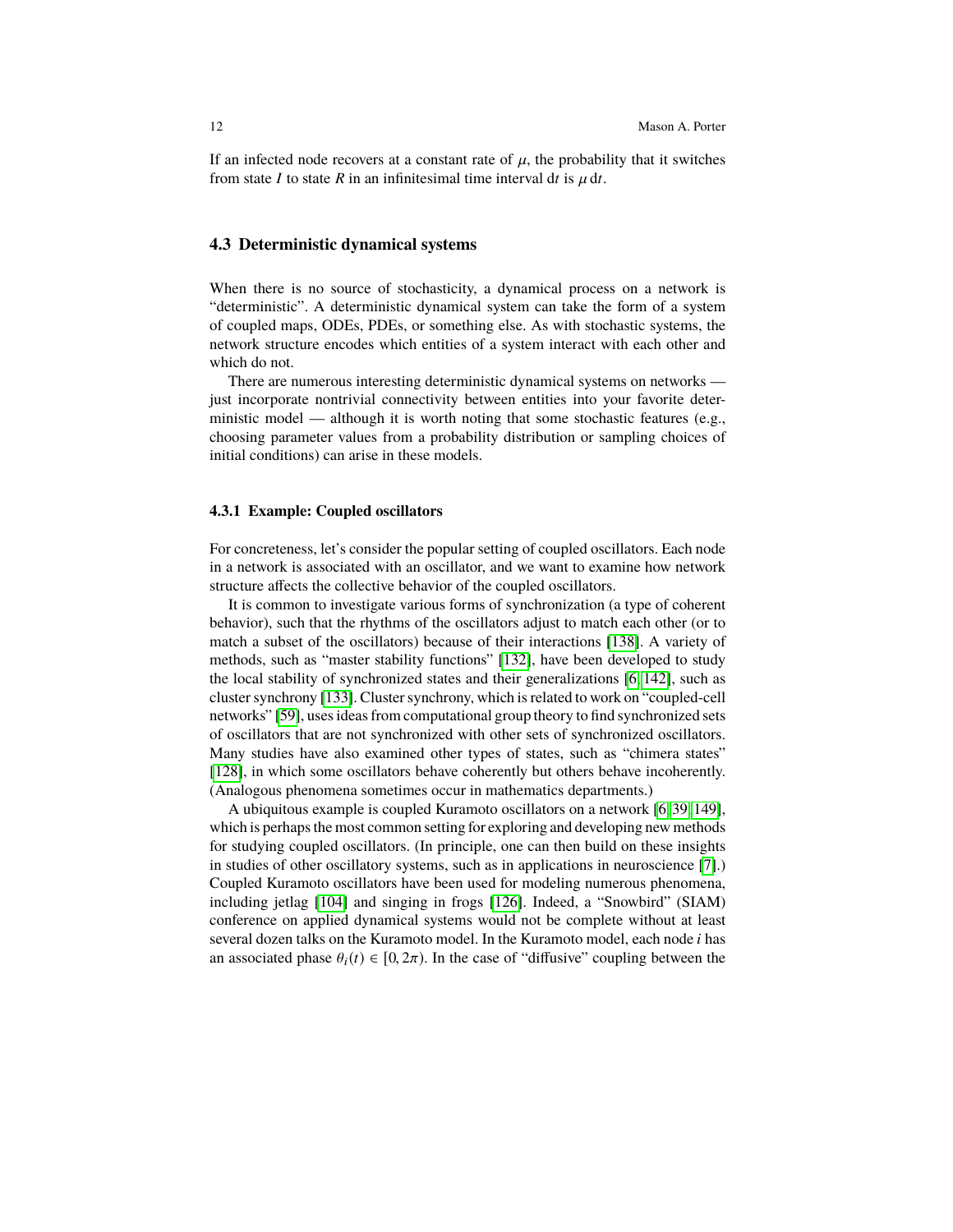If an infected node recovers at a constant rate of $\mu$, the probability that it switches from state $I$ to state $R$ in an infinitesimal time interval $\mathrm{d}t$ is $\mu\,\mathrm{d}t$.

## 4.3 Deterministic dynamical systems

When there is no source of stochasticity, a dynamical process on a network is "deterministic". A deterministic dynamical system can take the form of a system of coupled maps, ODEs, PDEs, or something else. As with stochastic systems, the network structure encodes which entities of a system interact with each other and which do not.

There are numerous interesting deterministic dynamical systems on networks — just incorporate nontrivial connectivity between entities into your favorite deterministic model — although it is worth noting that some stochastic features (e.g., choosing parameter values from a probability distribution or sampling choices of initial conditions) can arise in these models.

### 4.3.1 Example: Coupled oscillators

For concreteness, let's consider the popular setting of coupled oscillators. Each node in a network is associated with an oscillator, and we want to examine how network structure affects the collective behavior of the coupled oscillators.

It is common to investigate various forms of synchronization (a type of coherent behavior), such that the rhythms of the oscillators adjust to match each other (or to match a subset of the oscillators) because of their interactions [138]. A variety of methods, such as "master stability functions" [132], have been developed to study the local stability of synchronized states and their generalizations [6, 142], such as cluster synchrony [133]. Cluster synchrony, which is related to work on "coupled-cell networks" [59], uses ideas from computational group theory to find synchronized sets of oscillators that are not synchronized with other sets of synchronized oscillators. Many studies have also examined other types of states, such as "chimera states" [128], in which some oscillators behave coherently but others behave incoherently. (Analogous phenomena sometimes occur in mathematics departments.)

A ubiquitous example is coupled Kuramoto oscillators on a network [6, 39, 149], which is perhaps the most common setting for exploring and developing new methods for studying coupled oscillators. (In principle, one can then build on these insights in studies of other oscillatory systems, such as in applications in neuroscience [7].) Coupled Kuramoto oscillators have been used for modeling numerous phenomena, including jetlag [104] and singing in frogs [126]. Indeed, a "Snowbird" (SIAM) conference on applied dynamical systems would not be complete without at least several dozen talks on the Kuramoto model. In the Kuramoto model, each node $i$ has an associated phase $\theta_i(t) \in [0, 2\pi)$. In the case of "diffusive" coupling between the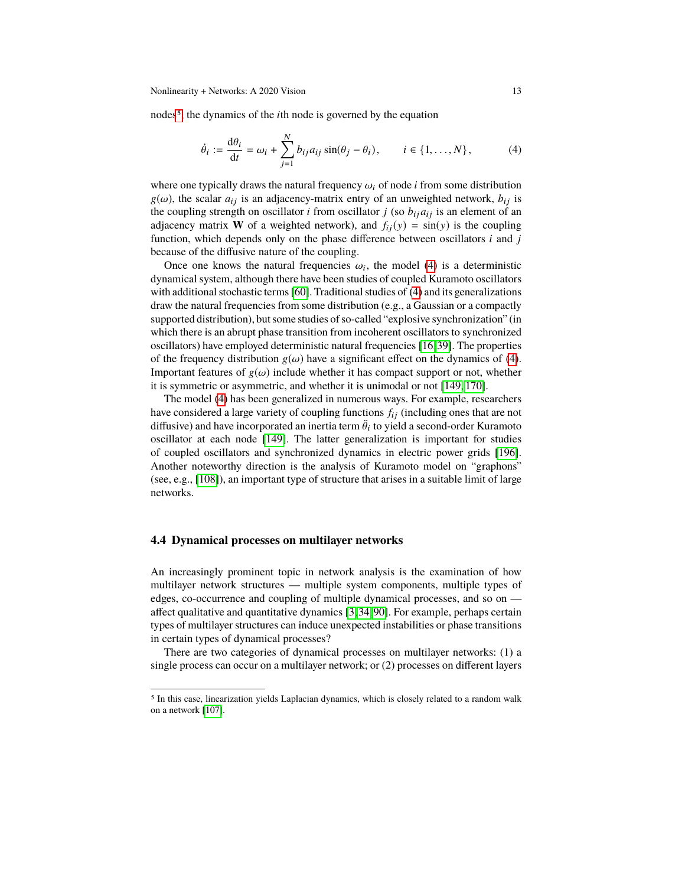nodes[5], the dynamics of the $i$th node is governed by the equation

$$\dot{\theta}_i := \frac{\mathrm{d}\theta_i}{\mathrm{d}t} = \omega_i + \sum_{j=1}^{N} b_{ij} a_{ij} \sin(\theta_j - \theta_i), \qquad i \in \{1, \ldots, N\}, \tag{4}$$

where one typically draws the natural frequency $\omega_i$ of node $i$ from some distribution $g(\omega)$, the scalar $a_{ij}$ is an adjacency-matrix entry of an unweighted network, $b_{ij}$ is the coupling strength on oscillator $i$ from oscillator $j$ (so $b_{ij} a_{ij}$ is an element of an adjacency matrix $\mathbf{W}$ of a weighted network), and $f_{ij}(y) = \sin(y)$ is the coupling function, which depends only on the phase difference between oscillators $i$ and $j$ because of the diffusive nature of the coupling.

Once one knows the natural frequencies $\omega_i$, the model (4) is a deterministic dynamical system, although there have been studies of coupled Kuramoto oscillators with additional stochastic terms [60]. Traditional studies of (4) and its generalizations draw the natural frequencies from some distribution (e.g., a Gaussian or a compactly supported distribution), but some studies of so-called "explosive synchronization" (in which there is an abrupt phase transition from incoherent oscillators to synchronized oscillators) have employed deterministic natural frequencies [16, 39]. The properties of the frequency distribution $g(\omega)$ have a significant effect on the dynamics of (4). Important features of $g(\omega)$ include whether it has compact support or not, whether it is symmetric or asymmetric, and whether it is unimodal or not [149, 170].

The model (4) has been generalized in numerous ways. For example, researchers have considered a large variety of coupling functions $f_{ij}$ (including ones that are not diffusive) and have incorporated an inertia term $\ddot{\theta}_i$ to yield a second-order Kuramoto oscillator at each node [149]. The latter generalization is important for studies of coupled oscillators and synchronized dynamics in electric power grids [196]. Another noteworthy direction is the analysis of Kuramoto model on "graphons" (see, e.g., [108]), an important type of structure that arises in a suitable limit of large networks.

### 4.4 Dynamical processes on multilayer networks

An increasingly prominent topic in network analysis is the examination of how multilayer network structures — multiple system components, multiple types of edges, co-occurrence and coupling of multiple dynamical processes, and so on — affect qualitative and quantitative dynamics [3, 34, 90]. For example, perhaps certain types of multilayer structures can induce unexpected instabilities or phase transitions in certain types of dynamical processes?

There are two categories of dynamical processes on multilayer networks: (1) a single process can occur on a multilayer network; or (2) processes on different layers

[5] In this case, linearization yields Laplacian dynamics, which is closely related to a random walk on a network [107].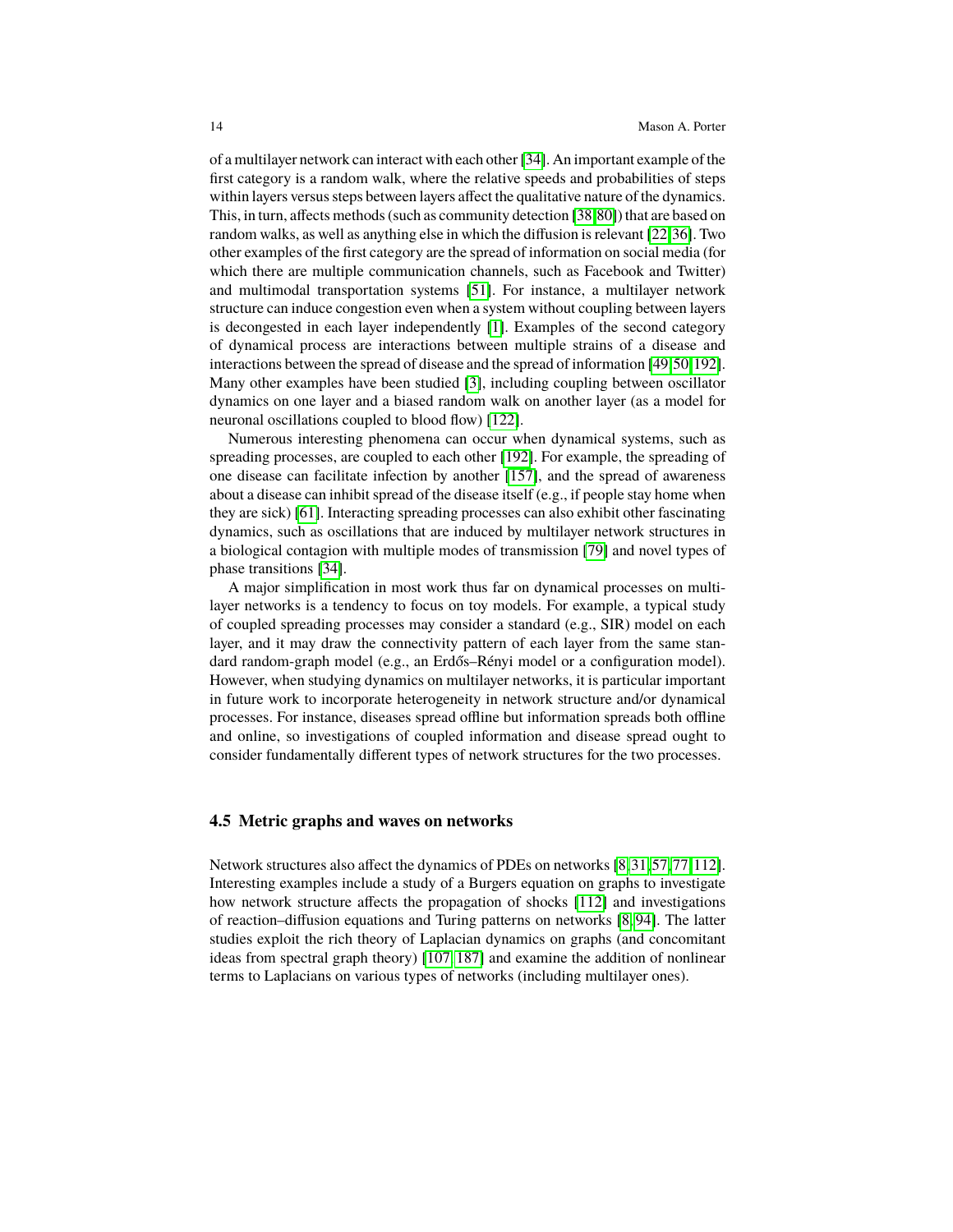of a multilayer network can interact with each other [34]. An important example of the first category is a random walk, where the relative speeds and probabilities of steps within layers versus steps between layers affect the qualitative nature of the dynamics. This, in turn, affects methods (such as community detection [38,80]) that are based on random walks, as well as anything else in which the diffusion is relevant [22,36]. Two other examples of the first category are the spread of information on social media (for which there are multiple communication channels, such as Facebook and Twitter) and multimodal transportation systems [51]. For instance, a multilayer network structure can induce congestion even when a system without coupling between layers is decongested in each layer independently [1]. Examples of the second category of dynamical process are interactions between multiple strains of a disease and interactions between the spread of disease and the spread of information [49,50,192]. Many other examples have been studied [3], including coupling between oscillator dynamics on one layer and a biased random walk on another layer (as a model for neuronal oscillations coupled to blood flow) [122].

Numerous interesting phenomena can occur when dynamical systems, such as spreading processes, are coupled to each other [192]. For example, the spreading of one disease can facilitate infection by another [157], and the spread of awareness about a disease can inhibit spread of the disease itself (e.g., if people stay home when they are sick) [61]. Interacting spreading processes can also exhibit other fascinating dynamics, such as oscillations that are induced by multilayer network structures in a biological contagion with multiple modes of transmission [79] and novel types of phase transitions [34].

A major simplification in most work thus far on dynamical processes on multilayer networks is a tendency to focus on toy models. For example, a typical study of coupled spreading processes may consider a standard (e.g., SIR) model on each layer, and it may draw the connectivity pattern of each layer from the same standard random-graph model (e.g., an Erdős–Rényi model or a configuration model). However, when studying dynamics on multilayer networks, it is particular important in future work to incorporate heterogeneity in network structure and/or dynamical processes. For instance, diseases spread offline but information spreads both offline and online, so investigations of coupled information and disease spread ought to consider fundamentally different types of network structures for the two processes.

### 4.5 Metric graphs and waves on networks

Network structures also affect the dynamics of PDEs on networks [8,31,57,77,112]. Interesting examples include a study of a Burgers equation on graphs to investigate how network structure affects the propagation of shocks [112] and investigations of reaction–diffusion equations and Turing patterns on networks [8,94]. The latter studies exploit the rich theory of Laplacian dynamics on graphs (and concomitant ideas from spectral graph theory) [107,187] and examine the addition of nonlinear terms to Laplacians on various types of networks (including multilayer ones).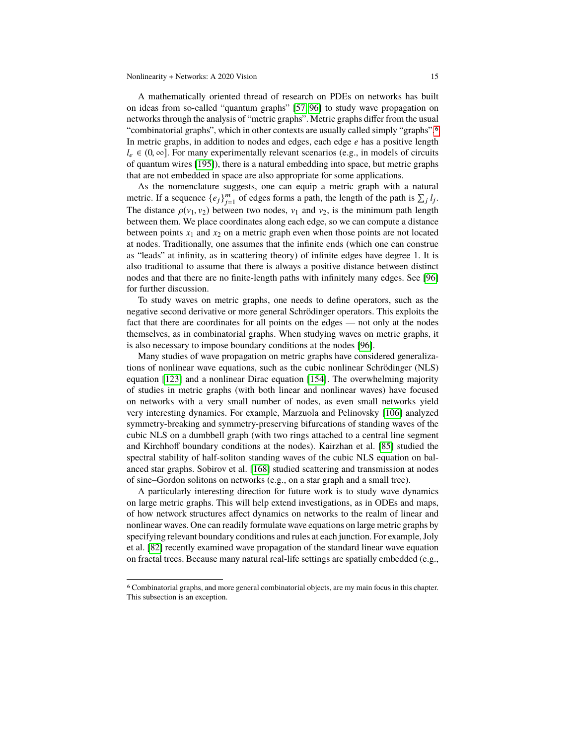A mathematically oriented thread of research on PDEs on networks has built on ideas from so-called "quantum graphs" [57, 96] to study wave propagation on networks through the analysis of "metric graphs". Metric graphs differ from the usual "combinatorial graphs", which in other contexts are usually called simply "graphs".[6] In metric graphs, in addition to nodes and edges, each edge $e$ has a positive length $l_e \in (0, \infty]$. For many experimentally relevant scenarios (e.g., in models of circuits of quantum wires [195]), there is a natural embedding into space, but metric graphs that are not embedded in space are also appropriate for some applications.

As the nomenclature suggests, one can equip a metric graph with a natural metric. If a sequence $\{e_j\}_{j=1}^{m}$ of edges forms a path, the length of the path is $\sum_j l_j$. The distance $\rho(v_1, v_2)$ between two nodes, $v_1$ and $v_2$, is the minimum path length between them. We place coordinates along each edge, so we can compute a distance between points $x_1$ and $x_2$ on a metric graph even when those points are not located at nodes. Traditionally, one assumes that the infinite ends (which one can construe as "leads" at infinity, as in scattering theory) of infinite edges have degree 1. It is also traditional to assume that there is always a positive distance between distinct nodes and that there are no finite-length paths with infinitely many edges. See [96] for further discussion.

To study waves on metric graphs, one needs to define operators, such as the negative second derivative or more general Schrödinger operators. This exploits the fact that there are coordinates for all points on the edges — not only at the nodes themselves, as in combinatorial graphs. When studying waves on metric graphs, it is also necessary to impose boundary conditions at the nodes [96].

Many studies of wave propagation on metric graphs have considered generalizations of nonlinear wave equations, such as the cubic nonlinear Schrödinger (NLS) equation [123] and a nonlinear Dirac equation [154]. The overwhelming majority of studies in metric graphs (with both linear and nonlinear waves) have focused on networks with a very small number of nodes, as even small networks yield very interesting dynamics. For example, Marzuola and Pelinovsky [106] analyzed symmetry-breaking and symmetry-preserving bifurcations of standing waves of the cubic NLS on a dumbbell graph (with two rings attached to a central line segment and Kirchhoff boundary conditions at the nodes). Kairzhan et al. [85] studied the spectral stability of half-soliton standing waves of the cubic NLS equation on balanced star graphs. Sobirov et al. [168] studied scattering and transmission at nodes of sine–Gordon solitons on networks (e.g., on a star graph and a small tree).

A particularly interesting direction for future work is to study wave dynamics on large metric graphs. This will help extend investigations, as in ODEs and maps, of how network structures affect dynamics on networks to the realm of linear and nonlinear waves. One can readily formulate wave equations on large metric graphs by specifying relevant boundary conditions and rules at each junction. For example, Joly et al. [82] recently examined wave propagation of the standard linear wave equation on fractal trees. Because many natural real-life settings are spatially embedded (e.g.,

[6] Combinatorial graphs, and more general combinatorial objects, are my main focus in this chapter. This subsection is an exception.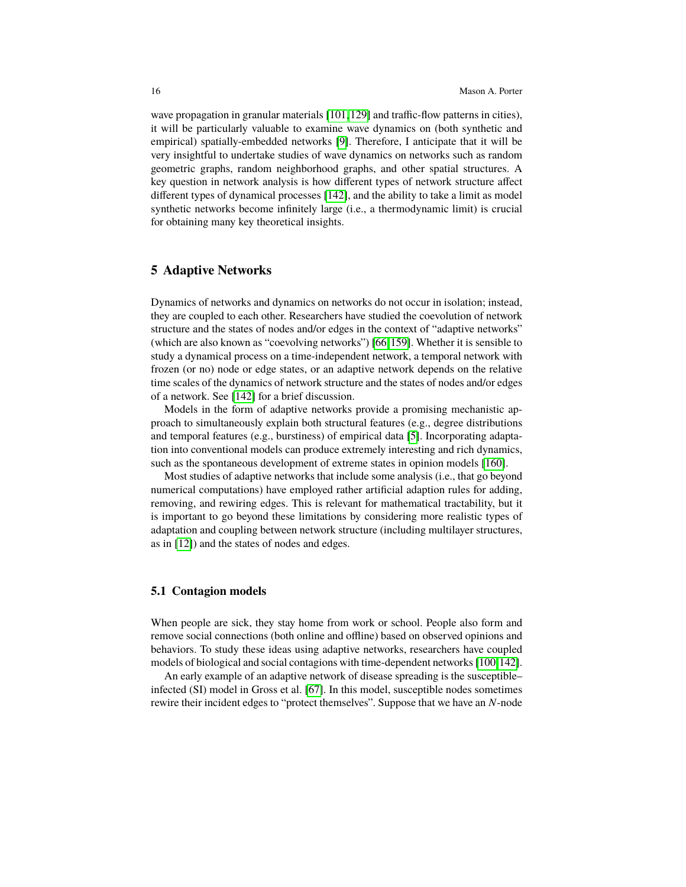wave propagation in granular materials [101,129] and traffic-flow patterns in cities), it will be particularly valuable to examine wave dynamics on (both synthetic and empirical) spatially-embedded networks [9]. Therefore, I anticipate that it will be very insightful to undertake studies of wave dynamics on networks such as random geometric graphs, random neighborhood graphs, and other spatial structures. A key question in network analysis is how different types of network structure affect different types of dynamical processes [142], and the ability to take a limit as model synthetic networks become infinitely large (i.e., a thermodynamic limit) is crucial for obtaining many key theoretical insights.

## 5 Adaptive Networks

Dynamics of networks and dynamics on networks do not occur in isolation; instead, they are coupled to each other. Researchers have studied the coevolution of network structure and the states of nodes and/or edges in the context of "adaptive networks" (which are also known as "coevolving networks") [66,159]. Whether it is sensible to study a dynamical process on a time-independent network, a temporal network with frozen (or no) node or edge states, or an adaptive network depends on the relative time scales of the dynamics of network structure and the states of nodes and/or edges of a network. See [142] for a brief discussion.

Models in the form of adaptive networks provide a promising mechanistic approach to simultaneously explain both structural features (e.g., degree distributions and temporal features (e.g., burstiness) of empirical data [5]. Incorporating adaptation into conventional models can produce extremely interesting and rich dynamics, such as the spontaneous development of extreme states in opinion models [160].

Most studies of adaptive networks that include some analysis (i.e., that go beyond numerical computations) have employed rather artificial adaption rules for adding, removing, and rewiring edges. This is relevant for mathematical tractability, but it is important to go beyond these limitations by considering more realistic types of adaptation and coupling between network structure (including multilayer structures, as in [12]) and the states of nodes and edges.

### 5.1 Contagion models

When people are sick, they stay home from work or school. People also form and remove social connections (both online and offline) based on observed opinions and behaviors. To study these ideas using adaptive networks, researchers have coupled models of biological and social contagions with time-dependent networks [100,142].

An early example of an adaptive network of disease spreading is the susceptible–infected (SI) model in Gross et al. [67]. In this model, susceptible nodes sometimes rewire their incident edges to "protect themselves". Suppose that we have an $N$-node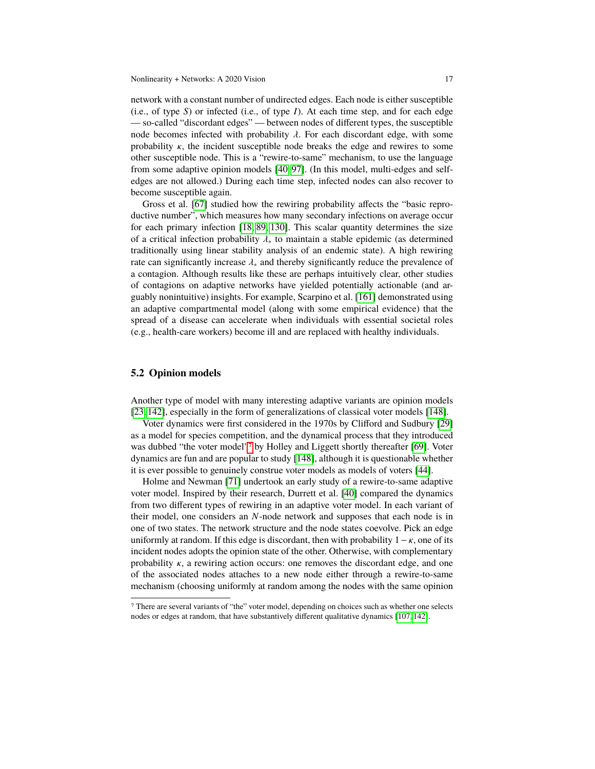network with a constant number of undirected edges. Each node is either susceptible (i.e., of type $S$) or infected (i.e., of type $I$). At each time step, and for each edge — so-called "discordant edges" — between nodes of different types, the susceptible node becomes infected with probability $\lambda$. For each discordant edge, with some probability $\kappa$, the incident susceptible node breaks the edge and rewires to some other susceptible node. This is a "rewire-to-same" mechanism, to use the language from some adaptive opinion models [40, 97]. (In this model, multi-edges and self-edges are not allowed.) During each time step, infected nodes can also recover to become susceptible again.

Gross et al. [67] studied how the rewiring probability affects the "basic reproductive number", which measures how many secondary infections on average occur for each primary infection [18, 89, 130]. This scalar quantity determines the size of a critical infection probability $\lambda_*$ to maintain a stable epidemic (as determined traditionally using linear stability analysis of an endemic state). A high rewiring rate can significantly increase $\lambda_*$ and thereby significantly reduce the prevalence of a contagion. Although results like these are perhaps intuitively clear, other studies of contagions on adaptive networks have yielded potentially actionable (and arguably nonintuitive) insights. For example, Scarpino et al. [161] demonstrated using an adaptive compartmental model (along with some empirical evidence) that the spread of a disease can accelerate when individuals with essential societal roles (e.g., health-care workers) become ill and are replaced with healthy individuals.

## 5.2 Opinion models

Another type of model with many interesting adaptive variants are opinion models [23, 142], especially in the form of generalizations of classical voter models [148].

Voter dynamics were first considered in the 1970s by Clifford and Sudbury [29] as a model for species competition, and the dynamical process that they introduced was dubbed "the voter model"[7] by Holley and Liggett shortly thereafter [69]. Voter dynamics are fun and are popular to study [148], although it is questionable whether it is ever possible to genuinely construe voter models as models of voters [44].

Holme and Newman [71] undertook an early study of a rewire-to-same adaptive voter model. Inspired by their research, Durrett et al. [40] compared the dynamics from two different types of rewiring in an adaptive voter model. In each variant of their model, one considers an $N$-node network and supposes that each node is in one of two states. The network structure and the node states coevolve. Pick an edge uniformly at random. If this edge is discordant, then with probability $1 - \kappa$, one of its incident nodes adopts the opinion state of the other. Otherwise, with complementary probability $\kappa$, a rewiring action occurs: one removes the discordant edge, and one of the associated nodes attaches to a new node either through a rewire-to-same mechanism (choosing uniformly at random among the nodes with the same opinion

[7] There are several variants of "the" voter model, depending on choices such as whether one selects nodes or edges at random, that have substantively different qualitative dynamics [107, 142].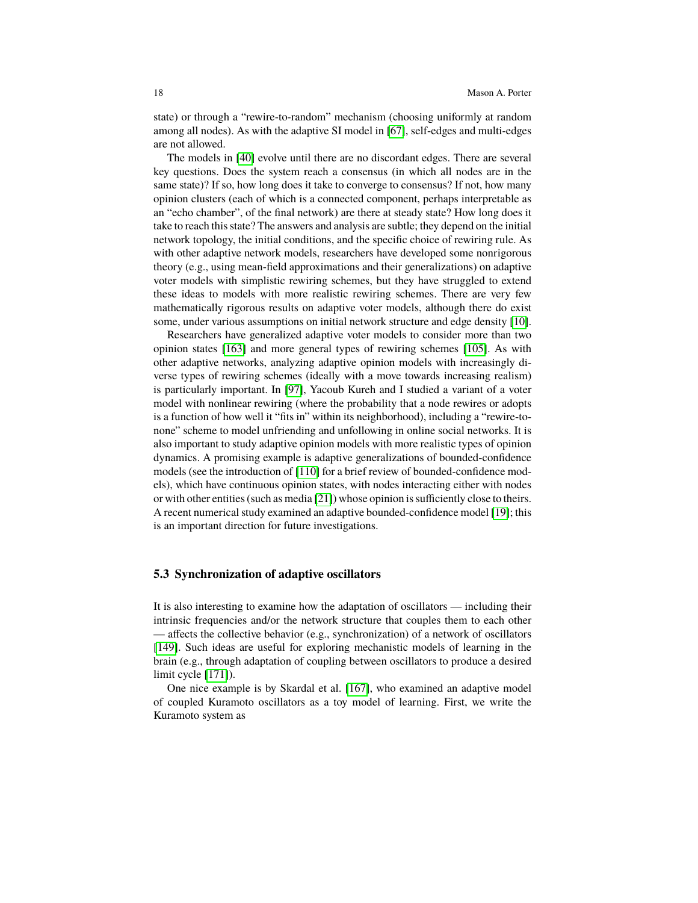state) or through a "rewire-to-random" mechanism (choosing uniformly at random among all nodes). As with the adaptive SI model in [67], self-edges and multi-edges are not allowed.

The models in [40] evolve until there are no discordant edges. There are several key questions. Does the system reach a consensus (in which all nodes are in the same state)? If so, how long does it take to converge to consensus? If not, how many opinion clusters (each of which is a connected component, perhaps interpretable as an "echo chamber", of the final network) are there at steady state? How long does it take to reach this state? The answers and analysis are subtle; they depend on the initial network topology, the initial conditions, and the specific choice of rewiring rule. As with other adaptive network models, researchers have developed some nonrigorous theory (e.g., using mean-field approximations and their generalizations) on adaptive voter models with simplistic rewiring schemes, but they have struggled to extend these ideas to models with more realistic rewiring schemes. There are very few mathematically rigorous results on adaptive voter models, although there do exist some, under various assumptions on initial network structure and edge density [10].

Researchers have generalized adaptive voter models to consider more than two opinion states [163] and more general types of rewiring schemes [105]. As with other adaptive networks, analyzing adaptive opinion models with increasingly diverse types of rewiring schemes (ideally with a move towards increasing realism) is particularly important. In [97], Yacoub Kureh and I studied a variant of a voter model with nonlinear rewiring (where the probability that a node rewires or adopts is a function of how well it "fits in" within its neighborhood), including a "rewire-to-none" scheme to model unfriending and unfollowing in online social networks. It is also important to study adaptive opinion models with more realistic types of opinion dynamics. A promising example is adaptive generalizations of bounded-confidence models (see the introduction of [110] for a brief review of bounded-confidence models), which have continuous opinion states, with nodes interacting either with nodes or with other entities (such as media [21]) whose opinion is sufficiently close to theirs. A recent numerical study examined an adaptive bounded-confidence model [19]; this is an important direction for future investigations.

### 5.3 Synchronization of adaptive oscillators

It is also interesting to examine how the adaptation of oscillators — including their intrinsic frequencies and/or the network structure that couples them to each other — affects the collective behavior (e.g., synchronization) of a network of oscillators [149]. Such ideas are useful for exploring mechanistic models of learning in the brain (e.g., through adaptation of coupling between oscillators to produce a desired limit cycle [171]).

One nice example is by Skardal et al. [167], who examined an adaptive model of coupled Kuramoto oscillators as a toy model of learning. First, we write the Kuramoto system as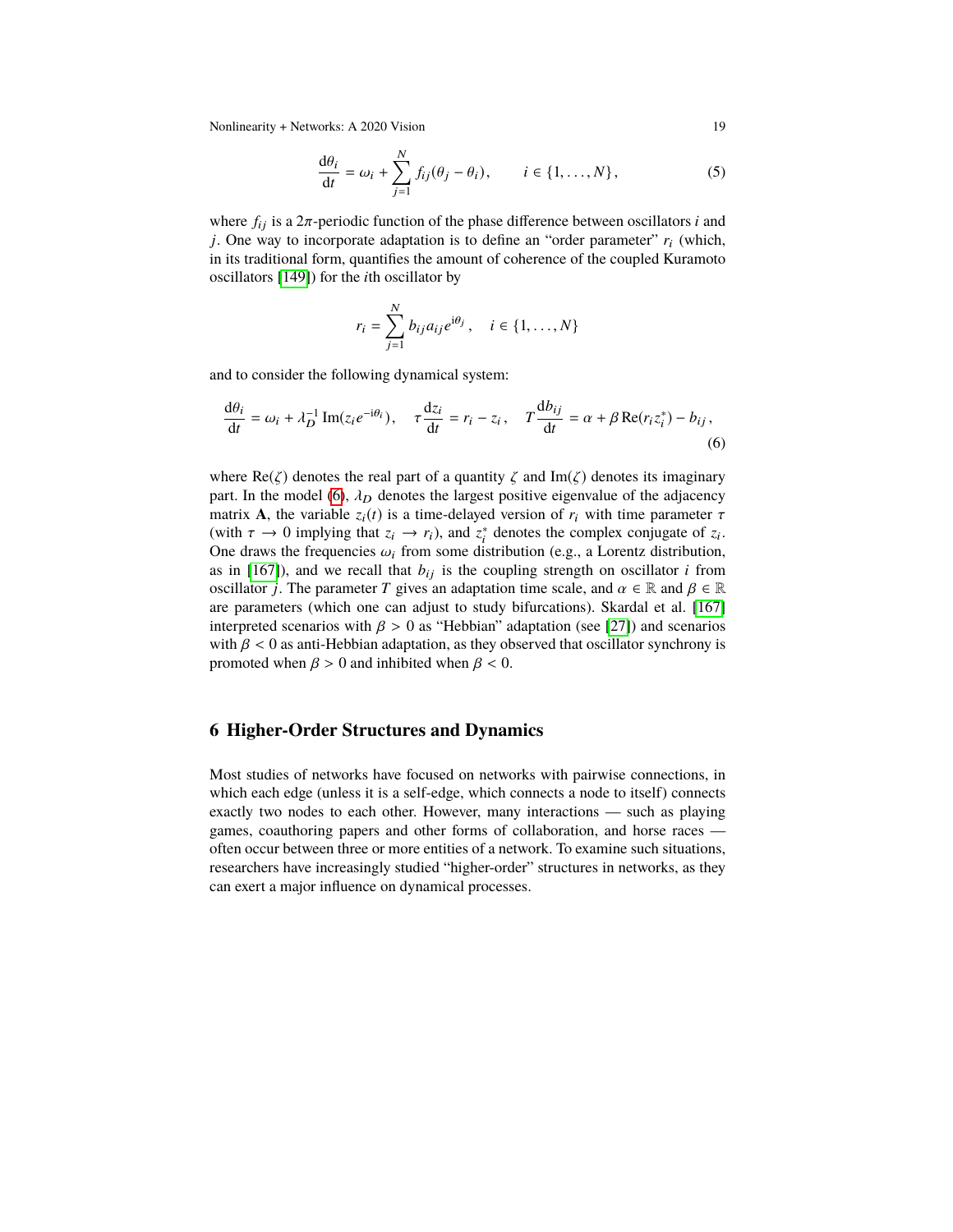$$\frac{\mathrm{d}\theta_i}{\mathrm{d}t} = \omega_i + \sum_{j=1}^{N} f_{ij}(\theta_j - \theta_i), \qquad i \in \{1, \ldots, N\}, \tag{5}$$

where $f_{ij}$ is a $2\pi$-periodic function of the phase difference between oscillators $i$ and $j$. One way to incorporate adaptation is to define an "order parameter" $r_i$ (which, in its traditional form, quantifies the amount of coherence of the coupled Kuramoto oscillators [149]) for the $i$th oscillator by

$$r_i = \sum_{j=1}^{N} b_{ij} a_{ij} e^{\mathrm{i}\theta_j}, \quad i \in \{1, \ldots, N\}$$

and to consider the following dynamical system:

$$\frac{\mathrm{d}\theta_i}{\mathrm{d}t} = \omega_i + \lambda_D^{-1}\,\mathrm{Im}(z_i e^{-\mathrm{i}\theta_i}), \quad \tau\frac{\mathrm{d}z_i}{\mathrm{d}t} = r_i - z_i, \quad T\frac{\mathrm{d}b_{ij}}{\mathrm{d}t} = \alpha + \beta\,\mathrm{Re}(r_i z_i^*) - b_{ij}, \tag{6}$$

where $\mathrm{Re}(\zeta)$ denotes the real part of a quantity $\zeta$ and $\mathrm{Im}(\zeta)$ denotes its imaginary part. In the model (6), $\lambda_D$ denotes the largest positive eigenvalue of the adjacency matrix $\mathbf{A}$, the variable $z_i(t)$ is a time-delayed version of $r_i$ with time parameter $\tau$ (with $\tau \to 0$ implying that $z_i \to r_i$), and $z_i^*$ denotes the complex conjugate of $z_i$. One draws the frequencies $\omega_i$ from some distribution (e.g., a Lorentz distribution, as in [167]), and we recall that $b_{ij}$ is the coupling strength on oscillator $i$ from oscillator $j$. The parameter $T$ gives an adaptation time scale, and $\alpha \in \mathbb{R}$ and $\beta \in \mathbb{R}$ are parameters (which one can adjust to study bifurcations). Skardal et al. [167] interpreted scenarios with $\beta > 0$ as "Hebbian" adaptation (see [27]) and scenarios with $\beta < 0$ as anti-Hebbian adaptation, as they observed that oscillator synchrony is promoted when $\beta > 0$ and inhibited when $\beta < 0$.

## 6 Higher-Order Structures and Dynamics

Most studies of networks have focused on networks with pairwise connections, in which each edge (unless it is a self-edge, which connects a node to itself) connects exactly two nodes to each other. However, many interactions — such as playing games, coauthoring papers and other forms of collaboration, and horse races — often occur between three or more entities of a network. To examine such situations, researchers have increasingly studied "higher-order" structures in networks, as they can exert a major influence on dynamical processes.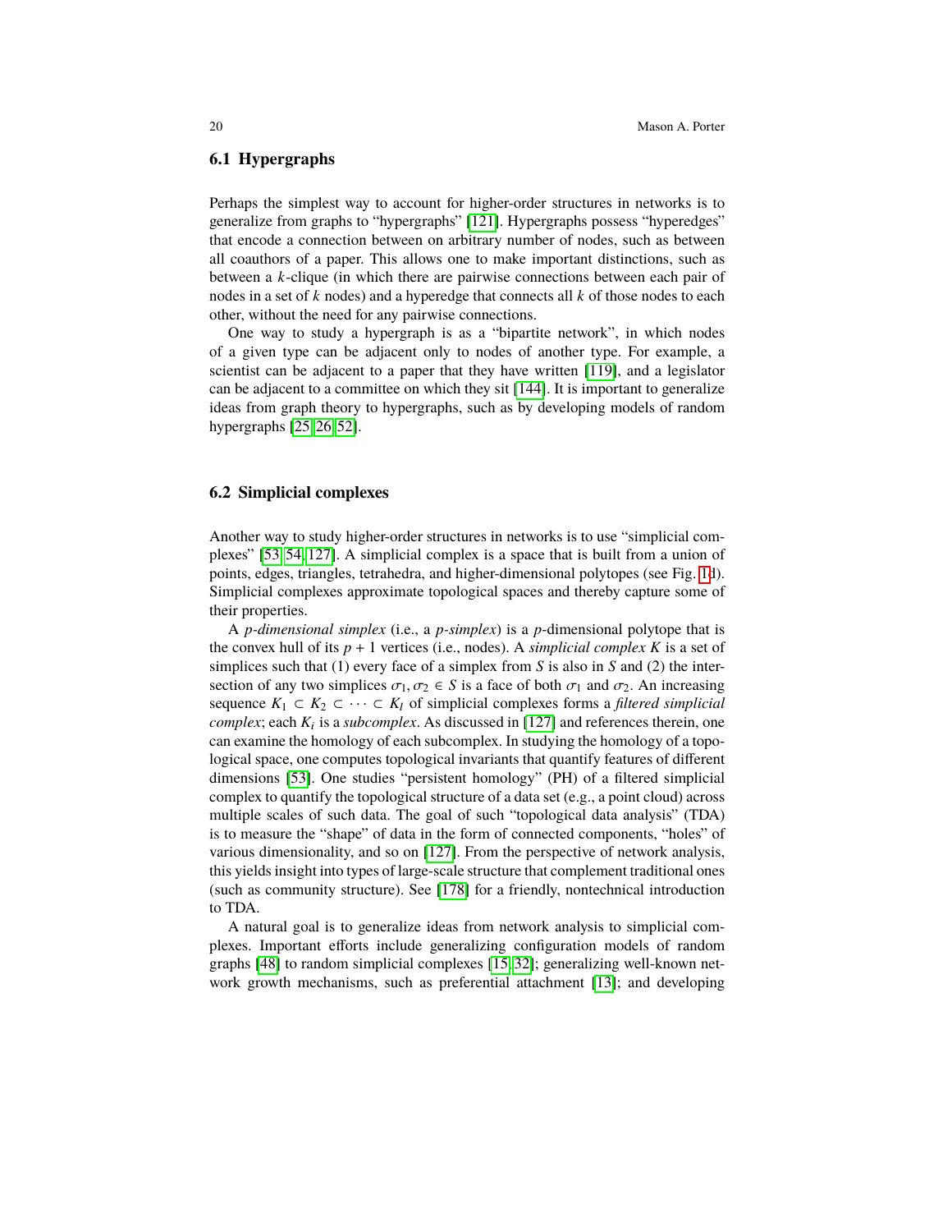### 6.1 Hypergraphs

Perhaps the simplest way to account for higher-order structures in networks is to generalize from graphs to "hypergraphs" [121]. Hypergraphs possess "hyperedges" that encode a connection between on arbitrary number of nodes, such as between all coauthors of a paper. This allows one to make important distinctions, such as between a $k$-clique (in which there are pairwise connections between each pair of nodes in a set of $k$ nodes) and a hyperedge that connects all $k$ of those nodes to each other, without the need for any pairwise connections.

One way to study a hypergraph is as a "bipartite network", in which nodes of a given type can be adjacent only to nodes of another type. For example, a scientist can be adjacent to a paper that they have written [119], and a legislator can be adjacent to a committee on which they sit [144]. It is important to generalize ideas from graph theory to hypergraphs, such as by developing models of random hypergraphs [25, 26, 52].

### 6.2 Simplicial complexes

Another way to study higher-order structures in networks is to use "simplicial complexes" [53, 54, 127]. A simplicial complex is a space that is built from a union of points, edges, triangles, tetrahedra, and higher-dimensional polytopes (see Fig. 1d). Simplicial complexes approximate topological spaces and thereby capture some of their properties.

A *p-dimensional simplex* (i.e., a *p-simplex*) is a $p$-dimensional polytope that is the convex hull of its $p + 1$ vertices (i.e., nodes). A *simplicial complex* $K$ is a set of simplices such that (1) every face of a simplex from $S$ is also in $S$ and (2) the intersection of any two simplices $\sigma_1, \sigma_2 \in S$ is a face of both $\sigma_1$ and $\sigma_2$. An increasing sequence $K_1 \subset K_2 \subset \cdots \subset K_l$ of simplicial complexes forms a *filtered simplicial complex*; each $K_i$ is a *subcomplex*. As discussed in [127] and references therein, one can examine the homology of each subcomplex. In studying the homology of a topological space, one computes topological invariants that quantify features of different dimensions [53]. One studies "persistent homology" (PH) of a filtered simplicial complex to quantify the topological structure of a data set (e.g., a point cloud) across multiple scales of such data. The goal of such "topological data analysis" (TDA) is to measure the "shape" of data in the form of connected components, "holes" of various dimensionality, and so on [127]. From the perspective of network analysis, this yields insight into types of large-scale structure that complement traditional ones (such as community structure). See [178] for a friendly, nontechnical introduction to TDA.

A natural goal is to generalize ideas from network analysis to simplicial complexes. Important efforts include generalizing configuration models of random graphs [48] to random simplicial complexes [15, 32]; generalizing well-known network growth mechanisms, such as preferential attachment [13]; and developing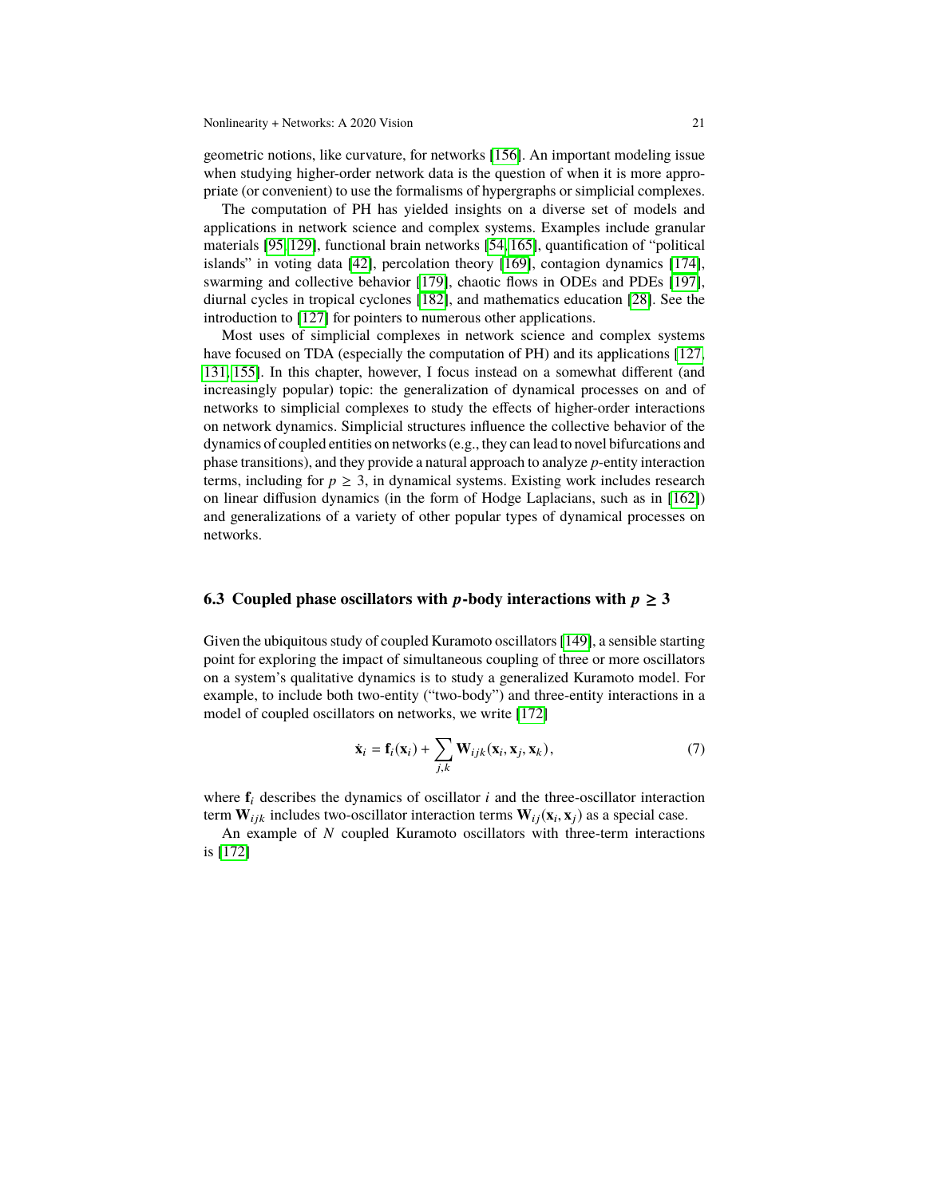geometric notions, like curvature, for networks [156]. An important modeling issue when studying higher-order network data is the question of when it is more appropriate (or convenient) to use the formalisms of hypergraphs or simplicial complexes.

The computation of PH has yielded insights on a diverse set of models and applications in network science and complex systems. Examples include granular materials [95, 129], functional brain networks [54, 165], quantification of "political islands" in voting data [42], percolation theory [169], contagion dynamics [174], swarming and collective behavior [179], chaotic flows in ODEs and PDEs [197], diurnal cycles in tropical cyclones [182], and mathematics education [28]. See the introduction to [127] for pointers to numerous other applications.

Most uses of simplicial complexes in network science and complex systems have focused on TDA (especially the computation of PH) and its applications [127, 131, 155]. In this chapter, however, I focus instead on a somewhat different (and increasingly popular) topic: the generalization of dynamical processes on and of networks to simplicial complexes to study the effects of higher-order interactions on network dynamics. Simplicial structures influence the collective behavior of the dynamics of coupled entities on networks (e.g., they can lead to novel bifurcations and phase transitions), and they provide a natural approach to analyze $p$-entity interaction terms, including for $p \geq 3$, in dynamical systems. Existing work includes research on linear diffusion dynamics (in the form of Hodge Laplacians, such as in [162]) and generalizations of a variety of other popular types of dynamical processes on networks.

## 6.3 Coupled phase oscillators with $p$-body interactions with $p \geq 3$

Given the ubiquitous study of coupled Kuramoto oscillators [149], a sensible starting point for exploring the impact of simultaneous coupling of three or more oscillators on a system's qualitative dynamics is to study a generalized Kuramoto model. For example, to include both two-entity ("two-body") and three-entity interactions in a model of coupled oscillators on networks, we write [172]

$$\dot{\mathbf{x}}_i = \mathbf{f}_i(\mathbf{x}_i) + \sum_{j,k} \mathbf{W}_{ijk}(\mathbf{x}_i, \mathbf{x}_j, \mathbf{x}_k), \tag{7}$$

where $\mathbf{f}_i$ describes the dynamics of oscillator $i$ and the three-oscillator interaction term $\mathbf{W}_{ijk}$ includes two-oscillator interaction terms $\mathbf{W}_{ij}(\mathbf{x}_i, \mathbf{x}_j)$ as a special case.

An example of $N$ coupled Kuramoto oscillators with three-term interactions is [172]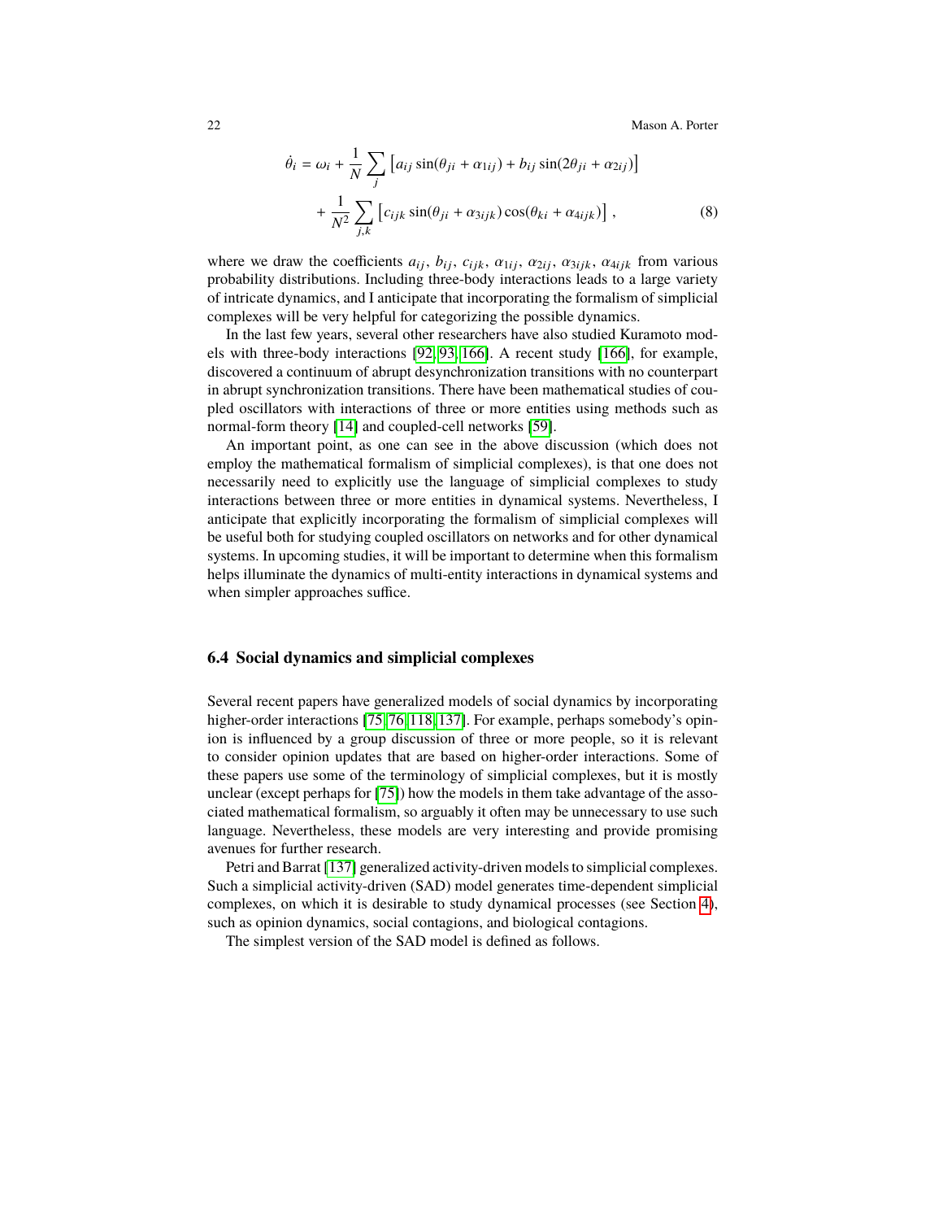$$\dot{\theta}_i = \omega_i + \frac{1}{N} \sum_j \left[ a_{ij} \sin(\theta_{ji} + \alpha_{1ij}) + b_{ij} \sin(2\theta_{ji} + \alpha_{2ij}) \right] + \frac{1}{N^2} \sum_{j,k} \left[ c_{ijk} \sin(\theta_{ji} + \alpha_{3ijk}) \cos(\theta_{ki} + \alpha_{4ijk}) \right] , \tag{8}$$

where we draw the coefficients $a_{ij}$, $b_{ij}$, $c_{ijk}$, $\alpha_{1ij}$, $\alpha_{2ij}$, $\alpha_{3ijk}$, $\alpha_{4ijk}$ from various probability distributions. Including three-body interactions leads to a large variety of intricate dynamics, and I anticipate that incorporating the formalism of simplicial complexes will be very helpful for categorizing the possible dynamics.

In the last few years, several other researchers have also studied Kuramoto models with three-body interactions [92, 93, 166]. A recent study [166], for example, discovered a continuum of abrupt desynchronization transitions with no counterpart in abrupt synchronization transitions. There have been mathematical studies of coupled oscillators with interactions of three or more entities using methods such as normal-form theory [14] and coupled-cell networks [59].

An important point, as one can see in the above discussion (which does not employ the mathematical formalism of simplicial complexes), is that one does not necessarily need to explicitly use the language of simplicial complexes to study interactions between three or more entities in dynamical systems. Nevertheless, I anticipate that explicitly incorporating the formalism of simplicial complexes will be useful both for studying coupled oscillators on networks and for other dynamical systems. In upcoming studies, it will be important to determine when this formalism helps illuminate the dynamics of multi-entity interactions in dynamical systems and when simpler approaches suffice.

### 6.4 Social dynamics and simplicial complexes

Several recent papers have generalized models of social dynamics by incorporating higher-order interactions [75, 76, 118, 137]. For example, perhaps somebody's opinion is influenced by a group discussion of three or more people, so it is relevant to consider opinion updates that are based on higher-order interactions. Some of these papers use some of the terminology of simplicial complexes, but it is mostly unclear (except perhaps for [75]) how the models in them take advantage of the associated mathematical formalism, so arguably it often may be unnecessary to use such language. Nevertheless, these models are very interesting and provide promising avenues for further research.

Petri and Barrat [137] generalized activity-driven models to simplicial complexes. Such a simplicial activity-driven (SAD) model generates time-dependent simplicial complexes, on which it is desirable to study dynamical processes (see Section 4), such as opinion dynamics, social contagions, and biological contagions.

The simplest version of the SAD model is defined as follows.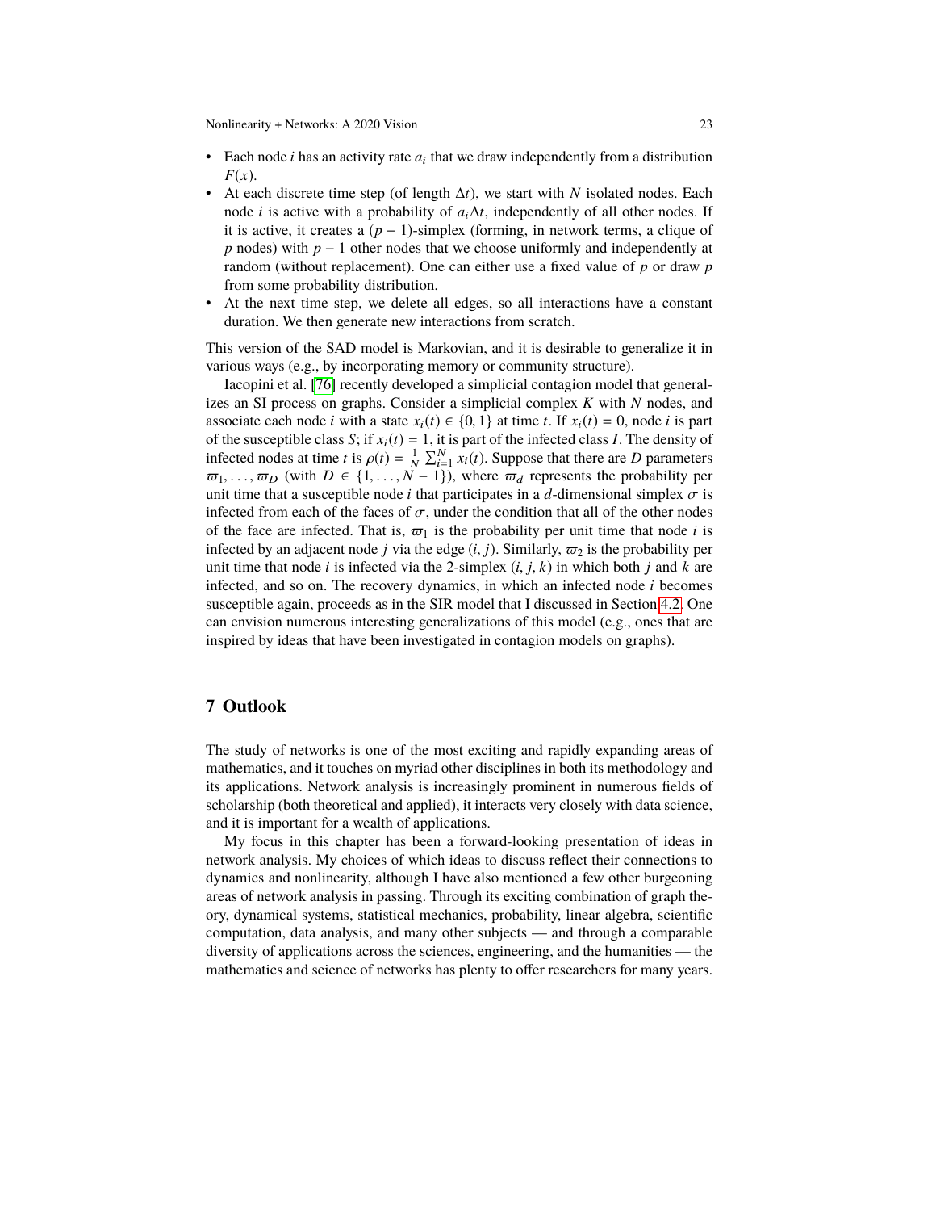- Each node $i$ has an activity rate $a_i$ that we draw independently from a distribution $F(x)$.
- At each discrete time step (of length $\Delta t$), we start with $N$ isolated nodes. Each node $i$ is active with a probability of $a_i \Delta t$, independently of all other nodes. If it is active, it creates a $(p-1)$-simplex (forming, in network terms, a clique of $p$ nodes) with $p-1$ other nodes that we choose uniformly and independently at random (without replacement). One can either use a fixed value of $p$ or draw $p$ from some probability distribution.
- At the next time step, we delete all edges, so all interactions have a constant duration. We then generate new interactions from scratch.

This version of the SAD model is Markovian, and it is desirable to generalize it in various ways (e.g., by incorporating memory or community structure).

Iacopini et al. [76] recently developed a simplicial contagion model that generalizes an SI process on graphs. Consider a simplicial complex $K$ with $N$ nodes, and associate each node $i$ with a state $x_i(t) \in \{0, 1\}$ at time $t$. If $x_i(t) = 0$, node $i$ is part of the susceptible class $S$; if $x_i(t) = 1$, it is part of the infected class $I$. The density of infected nodes at time $t$ is $\rho(t) = \frac{1}{N} \sum_{i=1}^{N} x_i(t)$. Suppose that there are $D$ parameters $\varpi_1, \ldots, \varpi_D$ (with $D \in \{1, \ldots, N-1\}$), where $\varpi_d$ represents the probability per unit time that a susceptible node $i$ that participates in a $d$-dimensional simplex $\sigma$ is infected from each of the faces of $\sigma$, under the condition that all of the other nodes of the face are infected. That is, $\varpi_1$ is the probability per unit time that node $i$ is infected by an adjacent node $j$ via the edge $(i, j)$. Similarly, $\varpi_2$ is the probability per unit time that node $i$ is infected via the 2-simplex $(i, j, k)$ in which both $j$ and $k$ are infected, and so on. The recovery dynamics, in which an infected node $i$ becomes susceptible again, proceeds as in the SIR model that I discussed in Section 4.2. One can envision numerous interesting generalizations of this model (e.g., ones that are inspired by ideas that have been investigated in contagion models on graphs).

## 7 Outlook

The study of networks is one of the most exciting and rapidly expanding areas of mathematics, and it touches on myriad other disciplines in both its methodology and its applications. Network analysis is increasingly prominent in numerous fields of scholarship (both theoretical and applied), it interacts very closely with data science, and it is important for a wealth of applications.

My focus in this chapter has been a forward-looking presentation of ideas in network analysis. My choices of which ideas to discuss reflect their connections to dynamics and nonlinearity, although I have also mentioned a few other burgeoning areas of network analysis in passing. Through its exciting combination of graph theory, dynamical systems, statistical mechanics, probability, linear algebra, scientific computation, data analysis, and many other subjects — and through a comparable diversity of applications across the sciences, engineering, and the humanities — the mathematics and science of networks has plenty to offer researchers for many years.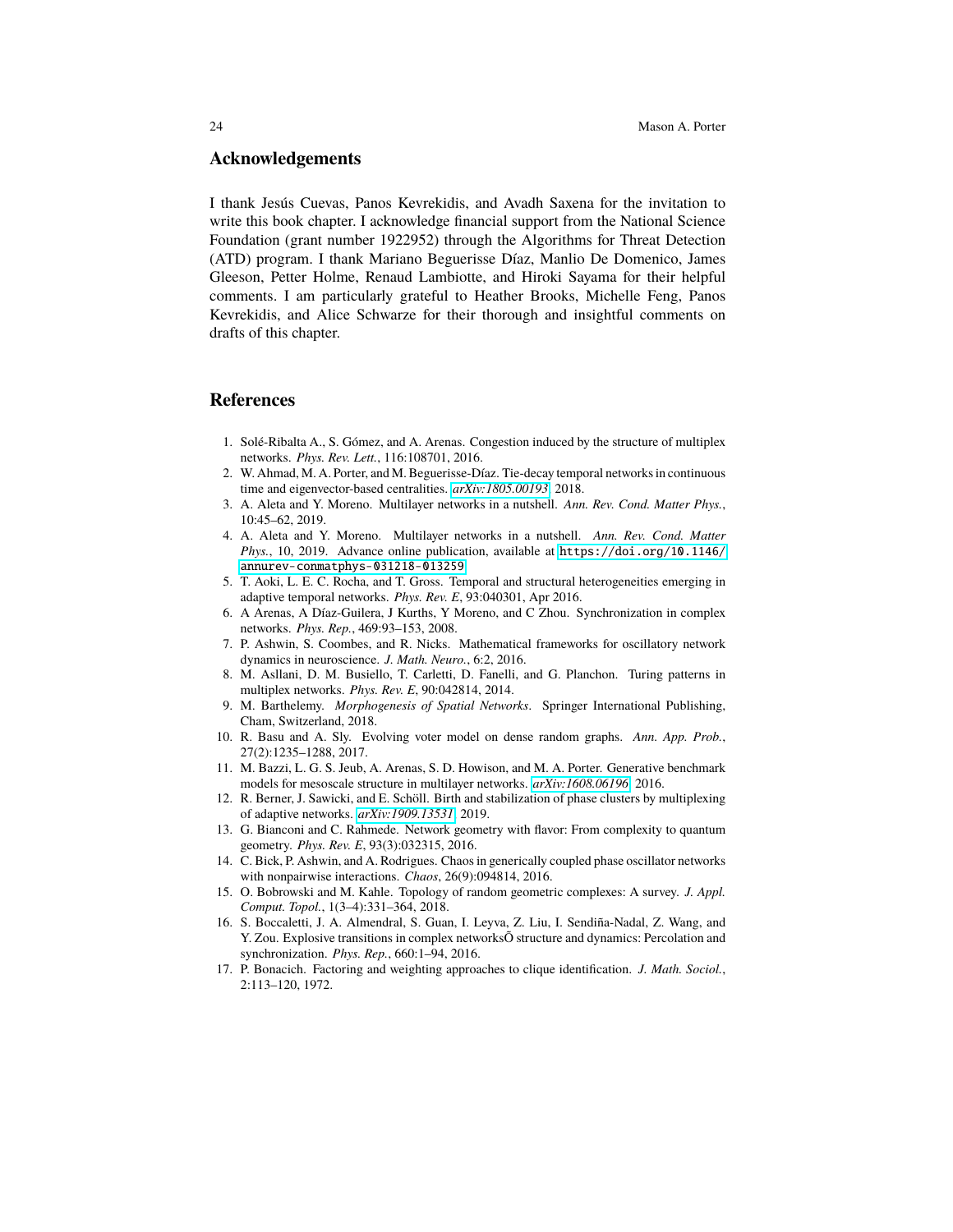## Acknowledgements

I thank Jesús Cuevas, Panos Kevrekidis, and Avadh Saxena for the invitation to write this book chapter. I acknowledge financial support from the National Science Foundation (grant number 1922952) through the Algorithms for Threat Detection (ATD) program. I thank Mariano Beguerisse Díaz, Manlio De Domenico, James Gleeson, Petter Holme, Renaud Lambiotte, and Hiroki Sayama for their helpful comments. I am particularly grateful to Heather Brooks, Michelle Feng, Panos Kevrekidis, and Alice Schwarze for their thorough and insightful comments on drafts of this chapter.

## References

1. Solé-Ribalta A., S. Gómez, and A. Arenas. Congestion induced by the structure of multiplex networks. *Phys. Rev. Lett.*, 116:108701, 2016.
2. W. Ahmad, M. A. Porter, and M. Beguerisse-Díaz. Tie-decay temporal networks in continuous time and eigenvector-based centralities. *arXiv:1805.00193*, 2018.
3. A. Aleta and Y. Moreno. Multilayer networks in a nutshell. *Ann. Rev. Cond. Matter Phys.*, 10:45–62, 2019.
4. A. Aleta and Y. Moreno. Multilayer networks in a nutshell. *Ann. Rev. Cond. Matter Phys.*, 10, 2019. Advance online publication, available at `https://doi.org/10.1146/annurev-conmatphys-031218-013259`.
5. T. Aoki, L. E. C. Rocha, and T. Gross. Temporal and structural heterogeneities emerging in adaptive temporal networks. *Phys. Rev. E*, 93:040301, Apr 2016.
6. A Arenas, A Díaz-Guilera, J Kurths, Y Moreno, and C Zhou. Synchronization in complex networks. *Phys. Rep.*, 469:93–153, 2008.
7. P. Ashwin, S. Coombes, and R. Nicks. Mathematical frameworks for oscillatory network dynamics in neuroscience. *J. Math. Neuro.*, 6:2, 2016.
8. M. Asllani, D. M. Busiello, T. Carletti, D. Fanelli, and G. Planchon. Turing patterns in multiplex networks. *Phys. Rev. E*, 90:042814, 2014.
9. M. Barthelemy. *Morphogenesis of Spatial Networks*. Springer International Publishing, Cham, Switzerland, 2018.
10. R. Basu and A. Sly. Evolving voter model on dense random graphs. *Ann. App. Prob.*, 27(2):1235–1288, 2017.
11. M. Bazzi, L. G. S. Jeub, A. Arenas, S. D. Howison, and M. A. Porter. Generative benchmark models for mesoscale structure in multilayer networks. *arXiv:1608.06196*, 2016.
12. R. Berner, J. Sawicki, and E. Schöll. Birth and stabilization of phase clusters by multiplexing of adaptive networks. *arXiv:1909.13531*, 2019.
13. G. Bianconi and C. Rahmede. Network geometry with flavor: From complexity to quantum geometry. *Phys. Rev. E*, 93(3):032315, 2016.
14. C. Bick, P. Ashwin, and A. Rodrigues. Chaos in generically coupled phase oscillator networks with nonpairwise interactions. *Chaos*, 26(9):094814, 2016.
15. O. Bobrowski and M. Kahle. Topology of random geometric complexes: A survey. *J. Appl. Comput. Topol.*, 1(3–4):331–364, 2018.
16. S. Boccaletti, J. A. Almendral, S. Guan, I. Leyva, Z. Liu, I. Sendiña-Nadal, Z. Wang, and Y. Zou. Explosive transitions in complex networksÕ structure and dynamics: Percolation and synchronization. *Phys. Rep.*, 660:1–94, 2016.
17. P. Bonacich. Factoring and weighting approaches to clique identification. *J. Math. Sociol.*, 2:113–120, 1972.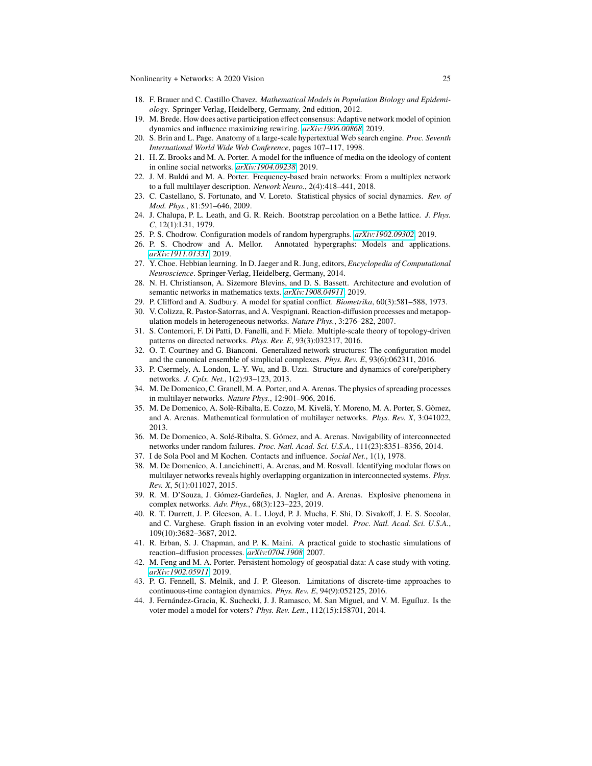18. F. Brauer and C. Castillo Chavez. *Mathematical Models in Population Biology and Epidemiology*. Springer Verlag, Heidelberg, Germany, 2nd edition, 2012.
19. M. Brede. How does active participation effect consensus: Adaptive network model of opinion dynamics and influence maximizing rewiring. *arXiv:1906.00868*, 2019.
20. S. Brin and L. Page. Anatomy of a large-scale hypertextual Web search engine. *Proc. Seventh International World Wide Web Conference*, pages 107–117, 1998.
21. H. Z. Brooks and M. A. Porter. A model for the influence of media on the ideology of content in online social networks. *arXiv:1904.09238*, 2019.
22. J. M. Buldú and M. A. Porter. Frequency-based brain networks: From a multiplex network to a full multilayer description. *Network Neuro.*, 2(4):418–441, 2018.
23. C. Castellano, S. Fortunato, and V. Loreto. Statistical physics of social dynamics. *Rev. of Mod. Phys.*, 81:591–646, 2009.
24. J. Chalupa, P. L. Leath, and G. R. Reich. Bootstrap percolation on a Bethe lattice. *J. Phys. C*, 12(1):L31, 1979.
25. P. S. Chodrow. Configuration models of random hypergraphs. *arXiv:1902.09302*, 2019.
26. P. S. Chodrow and A. Mellor. Annotated hypergraphs: Models and applications. *arXiv:1911.01331*, 2019.
27. Y. Choe. Hebbian learning. In D. Jaeger and R. Jung, editors, *Encyclopedia of Computational Neuroscience*. Springer-Verlag, Heidelberg, Germany, 2014.
28. N. H. Christianson, A. Sizemore Blevins, and D. S. Bassett. Architecture and evolution of semantic networks in mathematics texts. *arXiv:1908.04911*, 2019.
29. P. Clifford and A. Sudbury. A model for spatial conflict. *Biometrika*, 60(3):581–588, 1973.
30. V. Colizza, R. Pastor-Satorras, and A. Vespignani. Reaction-diffusion processes and metapopulation models in heterogeneous networks. *Nature Phys.*, 3:276–282, 2007.
31. S. Contemori, F. Di Patti, D. Fanelli, and F. Miele. Multiple-scale theory of topology-driven patterns on directed networks. *Phys. Rev. E*, 93(3):032317, 2016.
32. O. T. Courtney and G. Bianconi. Generalized network structures: The configuration model and the canonical ensemble of simplicial complexes. *Phys. Rev. E*, 93(6):062311, 2016.
33. P. Csermely, A. London, L.-Y. Wu, and B. Uzzi. Structure and dynamics of core/periphery networks. *J. Cplx. Net.*, 1(2):93–123, 2013.
34. M. De Domenico, C. Granell, M. A. Porter, and A. Arenas. The physics of spreading processes in multilayer networks. *Nature Phys.*, 12:901–906, 2016.
35. M. De Domenico, A. Solè-Ribalta, E. Cozzo, M. Kivelä, Y. Moreno, M. A. Porter, S. Gòmez, and A. Arenas. Mathematical formulation of multilayer networks. *Phys. Rev. X*, 3:041022, 2013.
36. M. De Domenico, A. Solé-Ribalta, S. Gómez, and A. Arenas. Navigability of interconnected networks under random failures. *Proc. Natl. Acad. Sci. U.S.A.*, 111(23):8351–8356, 2014.
37. I de Sola Pool and M Kochen. Contacts and influence. *Social Net.*, 1(1), 1978.
38. M. De Domenico, A. Lancichinetti, A. Arenas, and M. Rosvall. Identifying modular flows on multilayer networks reveals highly overlapping organization in interconnected systems. *Phys. Rev. X*, 5(1):011027, 2015.
39. R. M. D'Souza, J. Gómez-Gardeñes, J. Nagler, and A. Arenas. Explosive phenomena in complex networks. *Adv. Phys.*, 68(3):123–223, 2019.
40. R. T. Durrett, J. P. Gleeson, A. L. Lloyd, P. J. Mucha, F. Shi, D. Sivakoff, J. E. S. Socolar, and C. Varghese. Graph fission in an evolving voter model. *Proc. Natl. Acad. Sci. U.S.A.*, 109(10):3682–3687, 2012.
41. R. Erban, S. J. Chapman, and P. K. Maini. A practical guide to stochastic simulations of reaction–diffusion processes. *arXiv:0704.1908*, 2007.
42. M. Feng and M. A. Porter. Persistent homology of geospatial data: A case study with voting. *arXiv:1902.05911*, 2019.
43. P. G. Fennell, S. Melnik, and J. P. Gleeson. Limitations of discrete-time approaches to continuous-time contagion dynamics. *Phys. Rev. E*, 94(9):052125, 2016.
44. J. Fernández-Gracia, K. Suchecki, J. J. Ramasco, M. San Miguel, and V. M. Eguíluz. Is the voter model a model for voters? *Phys. Rev. Lett.*, 112(15):158701, 2014.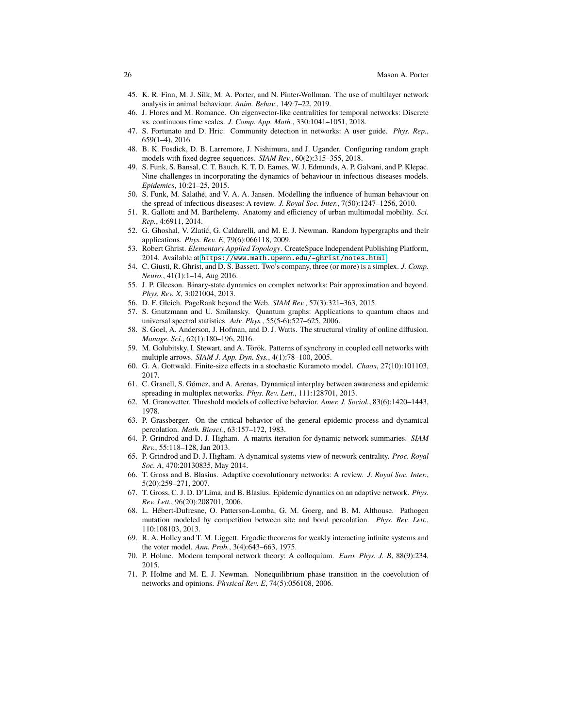45. K. R. Finn, M. J. Silk, M. A. Porter, and N. Pinter-Wollman. The use of multilayer network analysis in animal behaviour. *Anim. Behav.*, 149:7–22, 2019.
46. J. Flores and M. Romance. On eigenvector-like centralities for temporal networks: Discrete vs. continuous time scales. *J. Comp. App. Math.*, 330:1041–1051, 2018.
47. S. Fortunato and D. Hric. Community detection in networks: A user guide. *Phys. Rep.*, 659(1–4), 2016.
48. B. K. Fosdick, D. B. Larremore, J. Nishimura, and J. Ugander. Configuring random graph models with fixed degree sequences. *SIAM Rev.*, 60(2):315–355, 2018.
49. S. Funk, S. Bansal, C. T. Bauch, K. T. D. Eames, W. J. Edmunds, A. P. Galvani, and P. Klepac. Nine challenges in incorporating the dynamics of behaviour in infectious diseases models. *Epidemics*, 10:21–25, 2015.
50. S. Funk, M. Salathé, and V. A. A. Jansen. Modelling the influence of human behaviour on the spread of infectious diseases: A review. *J. Royal Soc. Inter.*, 7(50):1247–1256, 2010.
51. R. Gallotti and M. Barthelemy. Anatomy and efficiency of urban multimodal mobility. *Sci. Rep.*, 4:6911, 2014.
52. G. Ghoshal, V. Zlatić, G. Caldarelli, and M. E. J. Newman. Random hypergraphs and their applications. *Phys. Rev. E*, 79(6):066118, 2009.
53. Robert Ghrist. *Elementary Applied Topology*. CreateSpace Independent Publishing Platform, 2014. Available at `https://www.math.upenn.edu/~ghrist/notes.html`.
54. C. Giusti, R. Ghrist, and D. S. Bassett. Two's company, three (or more) is a simplex. *J. Comp. Neuro.*, 41(1):1–14, Aug 2016.
55. J. P. Gleeson. Binary-state dynamics on complex networks: Pair approximation and beyond. *Phys. Rev. X*, 3:021004, 2013.
56. D. F. Gleich. PageRank beyond the Web. *SIAM Rev.*, 57(3):321–363, 2015.
57. S. Gnutzmann and U. Smilansky. Quantum graphs: Applications to quantum chaos and universal spectral statistics. *Adv. Phys.*, 55(5-6):527–625, 2006.
58. S. Goel, A. Anderson, J. Hofman, and D. J. Watts. The structural virality of online diffusion. *Manage. Sci.*, 62(1):180–196, 2016.
59. M. Golubitsky, I. Stewart, and A. Török. Patterns of synchrony in coupled cell networks with multiple arrows. *SIAM J. App. Dyn. Sys.*, 4(1):78–100, 2005.
60. G. A. Gottwald. Finite-size effects in a stochastic Kuramoto model. *Chaos*, 27(10):101103, 2017.
61. C. Granell, S. Gómez, and A. Arenas. Dynamical interplay between awareness and epidemic spreading in multiplex networks. *Phys. Rev. Lett.*, 111:128701, 2013.
62. M. Granovetter. Threshold models of collective behavior. *Amer. J. Sociol.*, 83(6):1420–1443, 1978.
63. P. Grassberger. On the critical behavior of the general epidemic process and dynamical percolation. *Math. Biosci.*, 63:157–172, 1983.
64. P. Grindrod and D. J. Higham. A matrix iteration for dynamic network summaries. *SIAM Rev.*, 55:118–128, Jan 2013.
65. P. Grindrod and D. J. Higham. A dynamical systems view of network centrality. *Proc. Royal Soc. A*, 470:20130835, May 2014.
66. T. Gross and B. Blasius. Adaptive coevolutionary networks: A review. *J. Royal Soc. Inter.*, 5(20):259–271, 2007.
67. T. Gross, C. J. D. D'Lima, and B. Blasius. Epidemic dynamics on an adaptive network. *Phys. Rev. Lett.*, 96(20):208701, 2006.
68. L. Hébert-Dufresne, O. Patterson-Lomba, G. M. Goerg, and B. M. Althouse. Pathogen mutation modeled by competition between site and bond percolation. *Phys. Rev. Lett.*, 110:108103, 2013.
69. R. A. Holley and T. M. Liggett. Ergodic theorems for weakly interacting infinite systems and the voter model. *Ann. Prob.*, 3(4):643–663, 1975.
70. P. Holme. Modern temporal network theory: A colloquium. *Euro. Phys. J. B*, 88(9):234, 2015.
71. P. Holme and M. E. J. Newman. Nonequilibrium phase transition in the coevolution of networks and opinions. *Physical Rev. E*, 74(5):056108, 2006.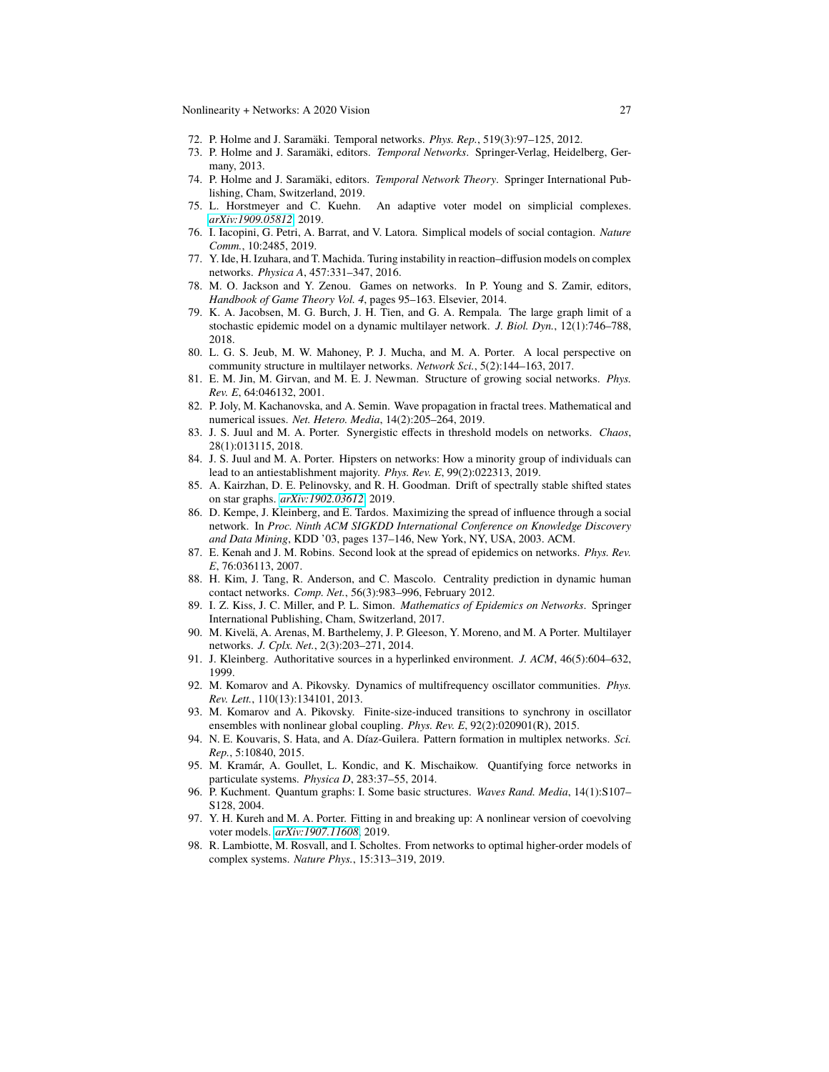72. P. Holme and J. Saramäki. Temporal networks. *Phys. Rep.*, 519(3):97–125, 2012.
73. P. Holme and J. Saramäki, editors. *Temporal Networks*. Springer-Verlag, Heidelberg, Germany, 2013.
74. P. Holme and J. Saramäki, editors. *Temporal Network Theory*. Springer International Publishing, Cham, Switzerland, 2019.
75. L. Horstmeyer and C. Kuehn. An adaptive voter model on simplicial complexes. *arXiv:1909.05812*, 2019.
76. I. Iacopini, G. Petri, A. Barrat, and V. Latora. Simplical models of social contagion. *Nature Comm.*, 10:2485, 2019.
77. Y. Ide, H. Izuhara, and T. Machida. Turing instability in reaction–diffusion models on complex networks. *Physica A*, 457:331–347, 2016.
78. M. O. Jackson and Y. Zenou. Games on networks. In P. Young and S. Zamir, editors, *Handbook of Game Theory Vol. 4*, pages 95–163. Elsevier, 2014.
79. K. A. Jacobsen, M. G. Burch, J. H. Tien, and G. A. Rempala. The large graph limit of a stochastic epidemic model on a dynamic multilayer network. *J. Biol. Dyn.*, 12(1):746–788, 2018.
80. L. G. S. Jeub, M. W. Mahoney, P. J. Mucha, and M. A. Porter. A local perspective on community structure in multilayer networks. *Network Sci.*, 5(2):144–163, 2017.
81. E. M. Jin, M. Girvan, and M. E. J. Newman. Structure of growing social networks. *Phys. Rev. E*, 64:046132, 2001.
82. P. Joly, M. Kachanovska, and A. Semin. Wave propagation in fractal trees. Mathematical and numerical issues. *Net. Hetero. Media*, 14(2):205–264, 2019.
83. J. S. Juul and M. A. Porter. Synergistic effects in threshold models on networks. *Chaos*, 28(1):013115, 2018.
84. J. S. Juul and M. A. Porter. Hipsters on networks: How a minority group of individuals can lead to an antiestablishment majority. *Phys. Rev. E*, 99(2):022313, 2019.
85. A. Kairzhan, D. E. Pelinovsky, and R. H. Goodman. Drift of spectrally stable shifted states on star graphs. *arXiv:1902.03612*, 2019.
86. D. Kempe, J. Kleinberg, and E. Tardos. Maximizing the spread of influence through a social network. In *Proc. Ninth ACM SIGKDD International Conference on Knowledge Discovery and Data Mining*, KDD '03, pages 137–146, New York, NY, USA, 2003. ACM.
87. E. Kenah and J. M. Robins. Second look at the spread of epidemics on networks. *Phys. Rev. E*, 76:036113, 2007.
88. H. Kim, J. Tang, R. Anderson, and C. Mascolo. Centrality prediction in dynamic human contact networks. *Comp. Net.*, 56(3):983–996, February 2012.
89. I. Z. Kiss, J. C. Miller, and P. L. Simon. *Mathematics of Epidemics on Networks*. Springer International Publishing, Cham, Switzerland, 2017.
90. M. Kivelä, A. Arenas, M. Barthelemy, J. P. Gleeson, Y. Moreno, and M. A Porter. Multilayer networks. *J. Cplx. Net.*, 2(3):203–271, 2014.
91. J. Kleinberg. Authoritative sources in a hyperlinked environment. *J. ACM*, 46(5):604–632, 1999.
92. M. Komarov and A. Pikovsky. Dynamics of multifrequency oscillator communities. *Phys. Rev. Lett.*, 110(13):134101, 2013.
93. M. Komarov and A. Pikovsky. Finite-size-induced transitions to synchrony in oscillator ensembles with nonlinear global coupling. *Phys. Rev. E*, 92(2):020901(R), 2015.
94. N. E. Kouvaris, S. Hata, and A. Díaz-Guilera. Pattern formation in multiplex networks. *Sci. Rep.*, 5:10840, 2015.
95. M. Kramár, A. Goullet, L. Kondic, and K. Mischaikow. Quantifying force networks in particulate systems. *Physica D*, 283:37–55, 2014.
96. P. Kuchment. Quantum graphs: I. Some basic structures. *Waves Rand. Media*, 14(1):S107–S128, 2004.
97. Y. H. Kureh and M. A. Porter. Fitting in and breaking up: A nonlinear version of coevolving voter models. *arXiv:1907.11608*, 2019.
98. R. Lambiotte, M. Rosvall, and I. Scholtes. From networks to optimal higher-order models of complex systems. *Nature Phys.*, 15:313–319, 2019.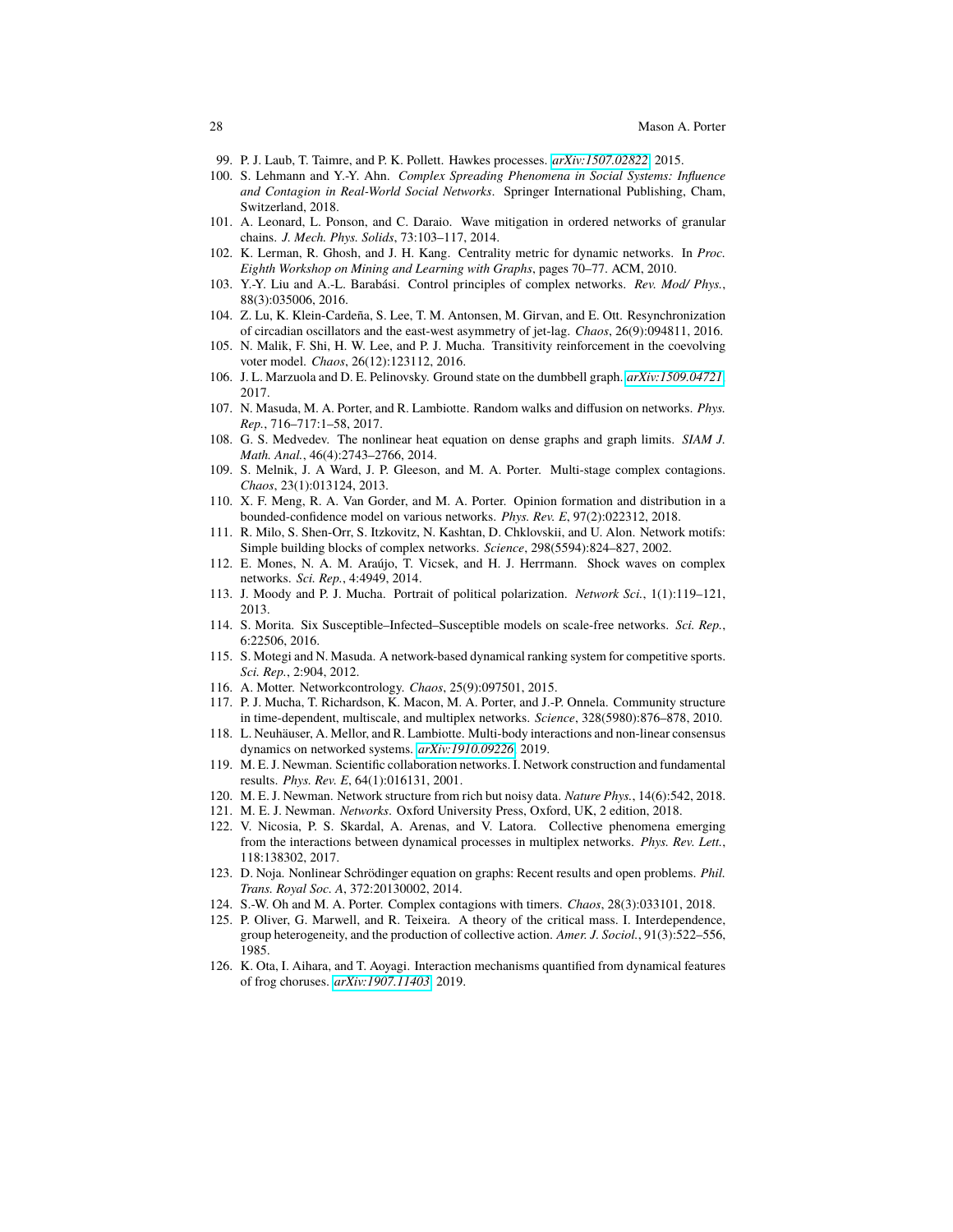99. P. J. Laub, T. Taimre, and P. K. Pollett. Hawkes processes. *arXiv:1507.02822*, 2015.
100. S. Lehmann and Y.-Y. Ahn. *Complex Spreading Phenomena in Social Systems: Influence and Contagion in Real-World Social Networks*. Springer International Publishing, Cham, Switzerland, 2018.
101. A. Leonard, L. Ponson, and C. Daraio. Wave mitigation in ordered networks of granular chains. *J. Mech. Phys. Solids*, 73:103–117, 2014.
102. K. Lerman, R. Ghosh, and J. H. Kang. Centrality metric for dynamic networks. In *Proc. Eighth Workshop on Mining and Learning with Graphs*, pages 70–77. ACM, 2010.
103. Y.-Y. Liu and A.-L. Barabási. Control principles of complex networks. *Rev. Mod/ Phys.*, 88(3):035006, 2016.
104. Z. Lu, K. Klein-Cardeña, S. Lee, T. M. Antonsen, M. Girvan, and E. Ott. Resynchronization of circadian oscillators and the east-west asymmetry of jet-lag. *Chaos*, 26(9):094811, 2016.
105. N. Malik, F. Shi, H. W. Lee, and P. J. Mucha. Transitivity reinforcement in the coevolving voter model. *Chaos*, 26(12):123112, 2016.
106. J. L. Marzuola and D. E. Pelinovsky. Ground state on the dumbbell graph. *arXiv:1509.04721*, 2017.
107. N. Masuda, M. A. Porter, and R. Lambiotte. Random walks and diffusion on networks. *Phys. Rep.*, 716–717:1–58, 2017.
108. G. S. Medvedev. The nonlinear heat equation on dense graphs and graph limits. *SIAM J. Math. Anal.*, 46(4):2743–2766, 2014.
109. S. Melnik, J. A Ward, J. P. Gleeson, and M. A. Porter. Multi-stage complex contagions. *Chaos*, 23(1):013124, 2013.
110. X. F. Meng, R. A. Van Gorder, and M. A. Porter. Opinion formation and distribution in a bounded-confidence model on various networks. *Phys. Rev. E*, 97(2):022312, 2018.
111. R. Milo, S. Shen-Orr, S. Itzkovitz, N. Kashtan, D. Chklovskii, and U. Alon. Network motifs: Simple building blocks of complex networks. *Science*, 298(5594):824–827, 2002.
112. E. Mones, N. A. M. Araújo, T. Vicsek, and H. J. Herrmann. Shock waves on complex networks. *Sci. Rep.*, 4:4949, 2014.
113. J. Moody and P. J. Mucha. Portrait of political polarization. *Network Sci.*, 1(1):119–121, 2013.
114. S. Morita. Six Susceptible–Infected–Susceptible models on scale-free networks. *Sci. Rep.*, 6:22506, 2016.
115. S. Motegi and N. Masuda. A network-based dynamical ranking system for competitive sports. *Sci. Rep.*, 2:904, 2012.
116. A. Motter. Networkcontrology. *Chaos*, 25(9):097501, 2015.
117. P. J. Mucha, T. Richardson, K. Macon, M. A. Porter, and J.-P. Onnela. Community structure in time-dependent, multiscale, and multiplex networks. *Science*, 328(5980):876–878, 2010.
118. L. Neuhäuser, A. Mellor, and R. Lambiotte. Multi-body interactions and non-linear consensus dynamics on networked systems. *arXiv:1910.09226*, 2019.
119. M. E. J. Newman. Scientific collaboration networks. I. Network construction and fundamental results. *Phys. Rev. E*, 64(1):016131, 2001.
120. M. E. J. Newman. Network structure from rich but noisy data. *Nature Phys.*, 14(6):542, 2018.
121. M. E. J. Newman. *Networks*. Oxford University Press, Oxford, UK, 2 edition, 2018.
122. V. Nicosia, P. S. Skardal, A. Arenas, and V. Latora. Collective phenomena emerging from the interactions between dynamical processes in multiplex networks. *Phys. Rev. Lett.*, 118:138302, 2017.
123. D. Noja. Nonlinear Schrödinger equation on graphs: Recent results and open problems. *Phil. Trans. Royal Soc. A*, 372:20130002, 2014.
124. S.-W. Oh and M. A. Porter. Complex contagions with timers. *Chaos*, 28(3):033101, 2018.
125. P. Oliver, G. Marwell, and R. Teixeira. A theory of the critical mass. I. Interdependence, group heterogeneity, and the production of collective action. *Amer. J. Sociol.*, 91(3):522–556, 1985.
126. K. Ota, I. Aihara, and T. Aoyagi. Interaction mechanisms quantified from dynamical features of frog choruses. *arXiv:1907.11403*, 2019.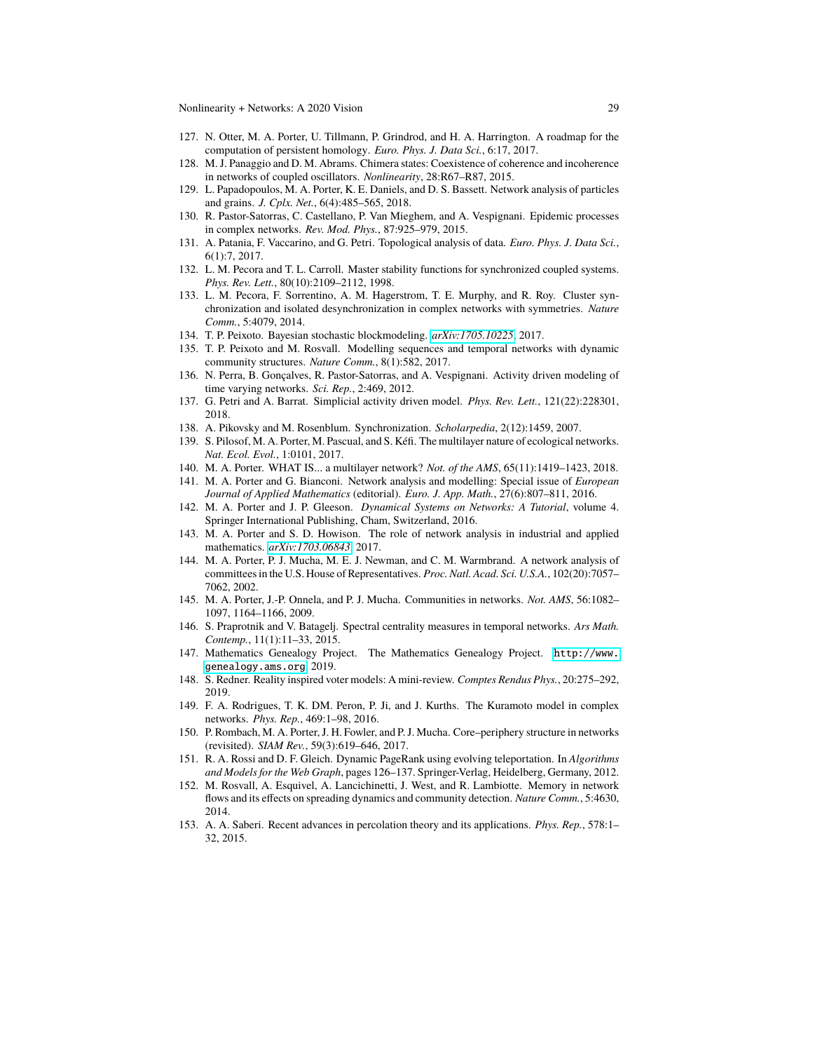127. N. Otter, M. A. Porter, U. Tillmann, P. Grindrod, and H. A. Harrington. A roadmap for the computation of persistent homology. *Euro. Phys. J. Data Sci.*, 6:17, 2017.
128. M. J. Panaggio and D. M. Abrams. Chimera states: Coexistence of coherence and incoherence in networks of coupled oscillators. *Nonlinearity*, 28:R67–R87, 2015.
129. L. Papadopoulos, M. A. Porter, K. E. Daniels, and D. S. Bassett. Network analysis of particles and grains. *J. Cplx. Net.*, 6(4):485–565, 2018.
130. R. Pastor-Satorras, C. Castellano, P. Van Mieghem, and A. Vespignani. Epidemic processes in complex networks. *Rev. Mod. Phys.*, 87:925–979, 2015.
131. A. Patania, F. Vaccarino, and G. Petri. Topological analysis of data. *Euro. Phys. J. Data Sci.*, 6(1):7, 2017.
132. L. M. Pecora and T. L. Carroll. Master stability functions for synchronized coupled systems. *Phys. Rev. Lett.*, 80(10):2109–2112, 1998.
133. L. M. Pecora, F. Sorrentino, A. M. Hagerstrom, T. E. Murphy, and R. Roy. Cluster synchronization and isolated desynchronization in complex networks with symmetries. *Nature Comm.*, 5:4079, 2014.
134. T. P. Peixoto. Bayesian stochastic blockmodeling. *arXiv:1705.10225*, 2017.
135. T. P. Peixoto and M. Rosvall. Modelling sequences and temporal networks with dynamic community structures. *Nature Comm.*, 8(1):582, 2017.
136. N. Perra, B. Gonçalves, R. Pastor-Satorras, and A. Vespignani. Activity driven modeling of time varying networks. *Sci. Rep.*, 2:469, 2012.
137. G. Petri and A. Barrat. Simplicial activity driven model. *Phys. Rev. Lett.*, 121(22):228301, 2018.
138. A. Pikovsky and M. Rosenblum. Synchronization. *Scholarpedia*, 2(12):1459, 2007.
139. S. Pilosof, M. A. Porter, M. Pascual, and S. Kéfi. The multilayer nature of ecological networks. *Nat. Ecol. Evol.*, 1:0101, 2017.
140. M. A. Porter. WHAT IS... a multilayer network? *Not. of the AMS*, 65(11):1419–1423, 2018.
141. M. A. Porter and G. Bianconi. Network analysis and modelling: Special issue of *European Journal of Applied Mathematics* (editorial). *Euro. J. App. Math.*, 27(6):807–811, 2016.
142. M. A. Porter and J. P. Gleeson. *Dynamical Systems on Networks: A Tutorial*, volume 4. Springer International Publishing, Cham, Switzerland, 2016.
143. M. A. Porter and S. D. Howison. The role of network analysis in industrial and applied mathematics. *arXiv:1703.06843*, 2017.
144. M. A. Porter, P. J. Mucha, M. E. J. Newman, and C. M. Warmbrand. A network analysis of committees in the U.S. House of Representatives. *Proc. Natl. Acad. Sci. U.S.A.*, 102(20):7057–7062, 2002.
145. M. A. Porter, J.-P. Onnela, and P. J. Mucha. Communities in networks. *Not. AMS*, 56:1082–1097, 1164–1166, 2009.
146. S. Praprotnik and V. Batagelj. Spectral centrality measures in temporal networks. *Ars Math. Contemp.*, 11(1):11–33, 2015.
147. Mathematics Genealogy Project. The Mathematics Genealogy Project. `http://www.genealogy.ams.org`, 2019.
148. S. Redner. Reality inspired voter models: A mini-review. *Comptes Rendus Phys.*, 20:275–292, 2019.
149. F. A. Rodrigues, T. K. DM. Peron, P. Ji, and J. Kurths. The Kuramoto model in complex networks. *Phys. Rep.*, 469:1–98, 2016.
150. P. Rombach, M. A. Porter, J. H. Fowler, and P. J. Mucha. Core–periphery structure in networks (revisited). *SIAM Rev.*, 59(3):619–646, 2017.
151. R. A. Rossi and D. F. Gleich. Dynamic PageRank using evolving teleportation. In *Algorithms and Models for the Web Graph*, pages 126–137. Springer-Verlag, Heidelberg, Germany, 2012.
152. M. Rosvall, A. Esquivel, A. Lancichinetti, J. West, and R. Lambiotte. Memory in network flows and its effects on spreading dynamics and community detection. *Nature Comm.*, 5:4630, 2014.
153. A. A. Saberi. Recent advances in percolation theory and its applications. *Phys. Rep.*, 578:1–32, 2015.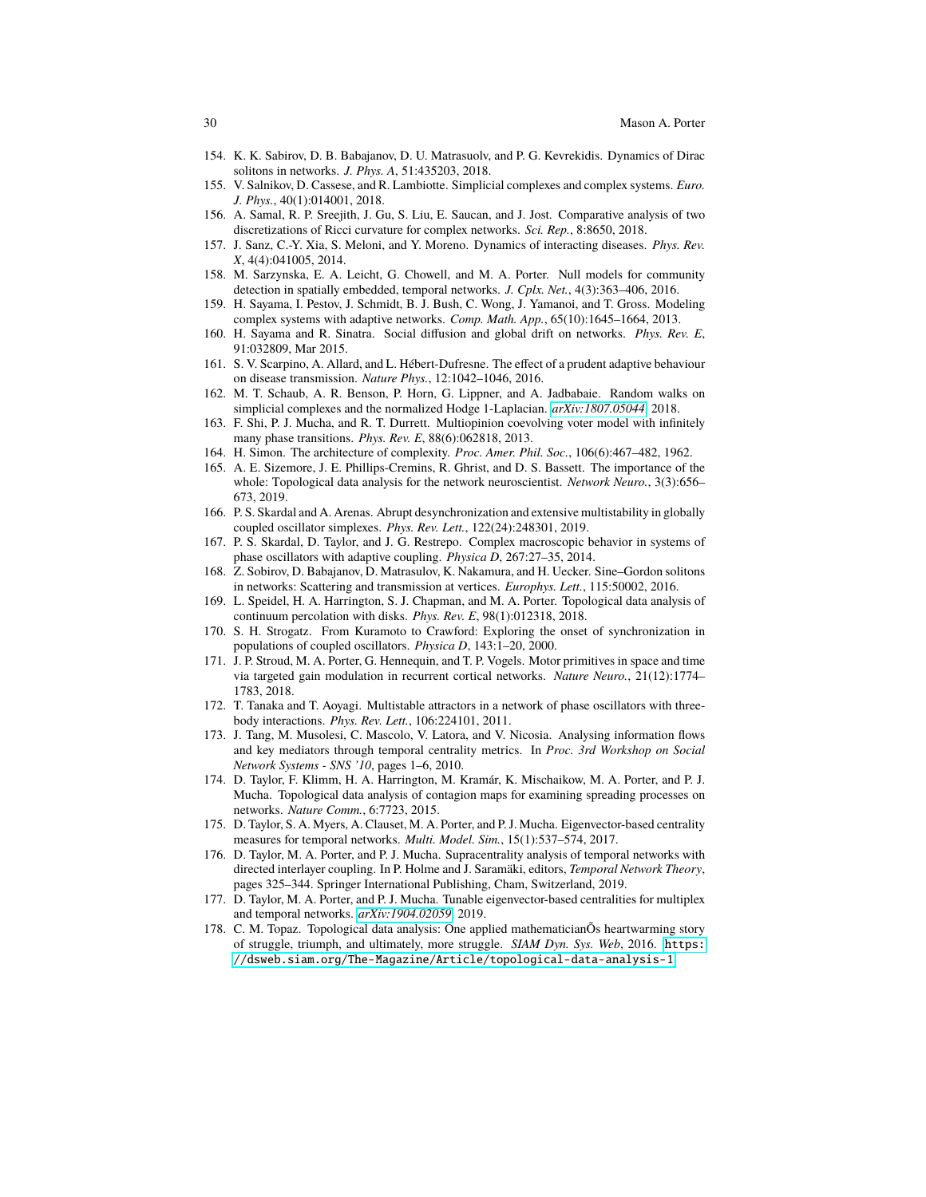154. K. K. Sabirov, D. B. Babajanov, D. U. Matrasuolv, and P. G. Kevrekidis. Dynamics of Dirac solitons in networks. *J. Phys. A*, 51:435203, 2018.
155. V. Salnikov, D. Cassese, and R. Lambiotte. Simplicial complexes and complex systems. *Euro. J. Phys.*, 40(1):014001, 2018.
156. A. Samal, R. P. Sreejith, J. Gu, S. Liu, E. Saucan, and J. Jost. Comparative analysis of two discretizations of Ricci curvature for complex networks. *Sci. Rep.*, 8:8650, 2018.
157. J. Sanz, C.-Y. Xia, S. Meloni, and Y. Moreno. Dynamics of interacting diseases. *Phys. Rev. X*, 4(4):041005, 2014.
158. M. Sarzynska, E. A. Leicht, G. Chowell, and M. A. Porter. Null models for community detection in spatially embedded, temporal networks. *J. Cplx. Net.*, 4(3):363–406, 2016.
159. H. Sayama, I. Pestov, J. Schmidt, B. J. Bush, C. Wong, J. Yamanoi, and T. Gross. Modeling complex systems with adaptive networks. *Comp. Math. App.*, 65(10):1645–1664, 2013.
160. H. Sayama and R. Sinatra. Social diffusion and global drift on networks. *Phys. Rev. E*, 91:032809, Mar 2015.
161. S. V. Scarpino, A. Allard, and L. Hébert-Dufresne. The effect of a prudent adaptive behaviour on disease transmission. *Nature Phys.*, 12:1042–1046, 2016.
162. M. T. Schaub, A. R. Benson, P. Horn, G. Lippner, and A. Jadbabaie. Random walks on simplicial complexes and the normalized Hodge 1-Laplacian. *arXiv:1807.05044*, 2018.
163. F. Shi, P. J. Mucha, and R. T. Durrett. Multiopinion coevolving voter model with infinitely many phase transitions. *Phys. Rev. E*, 88(6):062818, 2013.
164. H. Simon. The architecture of complexity. *Proc. Amer. Phil. Soc.*, 106(6):467–482, 1962.
165. A. E. Sizemore, J. E. Phillips-Cremins, R. Ghrist, and D. S. Bassett. The importance of the whole: Topological data analysis for the network neuroscientist. *Network Neuro.*, 3(3):656–673, 2019.
166. P. S. Skardal and A. Arenas. Abrupt desynchronization and extensive multistability in globally coupled oscillator simplexes. *Phys. Rev. Lett.*, 122(24):248301, 2019.
167. P. S. Skardal, D. Taylor, and J. G. Restrepo. Complex macroscopic behavior in systems of phase oscillators with adaptive coupling. *Physica D*, 267:27–35, 2014.
168. Z. Sobirov, D. Babajanov, D. Matrasulov, K. Nakamura, and H. Uecker. Sine–Gordon solitons in networks: Scattering and transmission at vertices. *Europhys. Lett.*, 115:50002, 2016.
169. L. Speidel, H. A. Harrington, S. J. Chapman, and M. A. Porter. Topological data analysis of continuum percolation with disks. *Phys. Rev. E*, 98(1):012318, 2018.
170. S. H. Strogatz. From Kuramoto to Crawford: Exploring the onset of synchronization in populations of coupled oscillators. *Physica D*, 143:1–20, 2000.
171. J. P. Stroud, M. A. Porter, G. Hennequin, and T. P. Vogels. Motor primitives in space and time via targeted gain modulation in recurrent cortical networks. *Nature Neuro.*, 21(12):1774–1783, 2018.
172. T. Tanaka and T. Aoyagi. Multistable attractors in a network of phase oscillators with three-body interactions. *Phys. Rev. Lett.*, 106:224101, 2011.
173. J. Tang, M. Musolesi, C. Mascolo, V. Latora, and V. Nicosia. Analysing information flows and key mediators through temporal centrality metrics. In *Proc. 3rd Workshop on Social Network Systems - SNS '10*, pages 1–6, 2010.
174. D. Taylor, F. Klimm, H. A. Harrington, M. Kramár, K. Mischaikow, M. A. Porter, and P. J. Mucha. Topological data analysis of contagion maps for examining spreading processes on networks. *Nature Comm.*, 6:7723, 2015.
175. D. Taylor, S. A. Myers, A. Clauset, M. A. Porter, and P. J. Mucha. Eigenvector-based centrality measures for temporal networks. *Multi. Model. Sim.*, 15(1):537–574, 2017.
176. D. Taylor, M. A. Porter, and P. J. Mucha. Supracentrality analysis of temporal networks with directed interlayer coupling. In P. Holme and J. Saramäki, editors, *Temporal Network Theory*, pages 325–344. Springer International Publishing, Cham, Switzerland, 2019.
177. D. Taylor, M. A. Porter, and P. J. Mucha. Tunable eigenvector-based centralities for multiplex and temporal networks. *arXiv:1904.02059*, 2019.
178. C. M. Topaz. Topological data analysis: One applied mathematicianÕs heartwarming story of struggle, triumph, and ultimately, more struggle. *SIAM Dyn. Sys. Web*, 2016. https://dsweb.siam.org/The-Magazine/Article/topological-data-analysis-1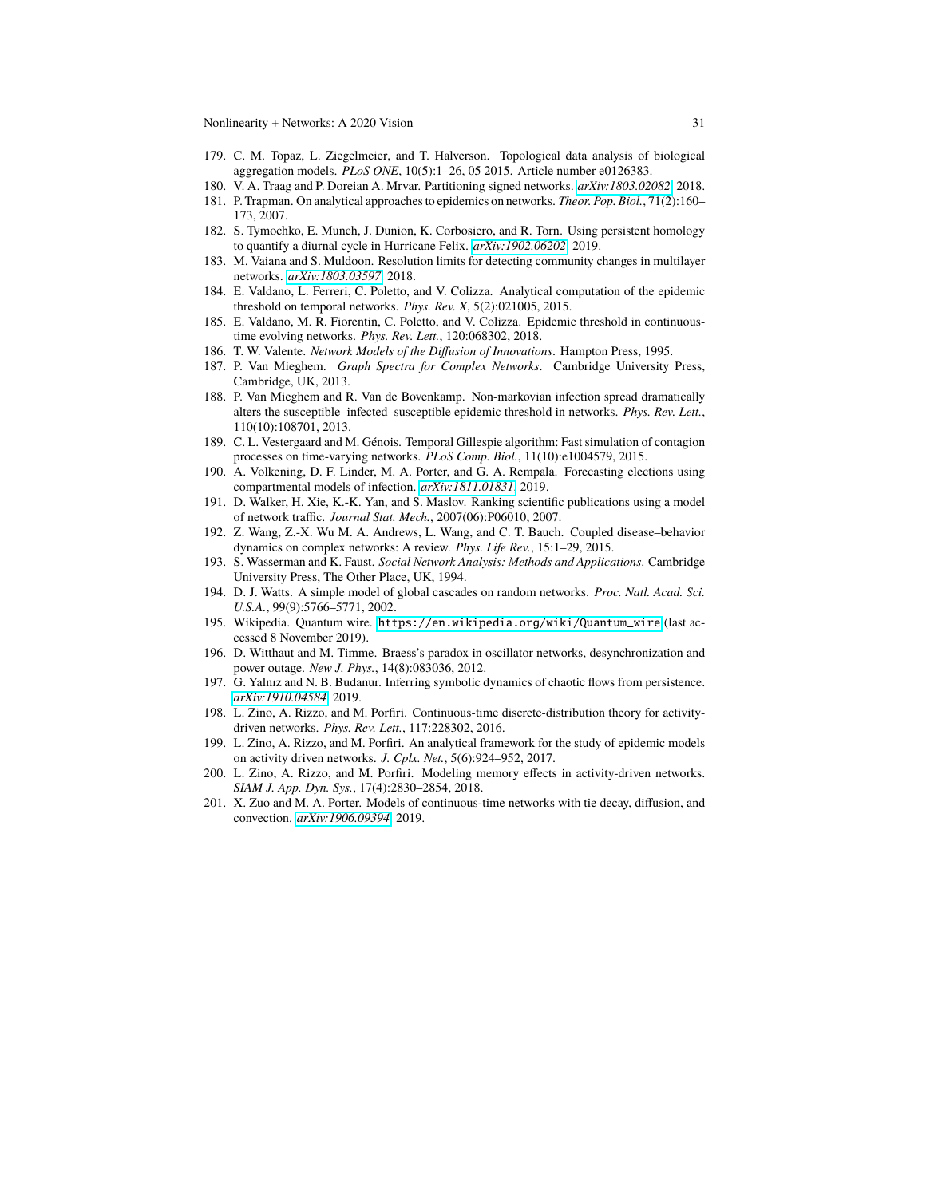179. C. M. Topaz, L. Ziegelmeier, and T. Halverson. Topological data analysis of biological aggregation models. *PLoS ONE*, 10(5):1–26, 05 2015. Article number e0126383.
180. V. A. Traag and P. Doreian A. Mrvar. Partitioning signed networks. *arXiv:1803.02082*, 2018.
181. P. Trapman. On analytical approaches to epidemics on networks. *Theor. Pop. Biol.*, 71(2):160–173, 2007.
182. S. Tymochko, E. Munch, J. Dunion, K. Corbosiero, and R. Torn. Using persistent homology to quantify a diurnal cycle in Hurricane Felix. *arXiv:1902.06202*, 2019.
183. M. Vaiana and S. Muldoon. Resolution limits for detecting community changes in multilayer networks. *arXiv:1803.03597*, 2018.
184. E. Valdano, L. Ferreri, C. Poletto, and V. Colizza. Analytical computation of the epidemic threshold on temporal networks. *Phys. Rev. X*, 5(2):021005, 2015.
185. E. Valdano, M. R. Fiorentin, C. Poletto, and V. Colizza. Epidemic threshold in continuous-time evolving networks. *Phys. Rev. Lett.*, 120:068302, 2018.
186. T. W. Valente. *Network Models of the Diffusion of Innovations*. Hampton Press, 1995.
187. P. Van Mieghem. *Graph Spectra for Complex Networks*. Cambridge University Press, Cambridge, UK, 2013.
188. P. Van Mieghem and R. Van de Bovenkamp. Non-markovian infection spread dramatically alters the susceptible–infected–susceptible epidemic threshold in networks. *Phys. Rev. Lett.*, 110(10):108701, 2013.
189. C. L. Vestergaard and M. Génois. Temporal Gillespie algorithm: Fast simulation of contagion processes on time-varying networks. *PLoS Comp. Biol.*, 11(10):e1004579, 2015.
190. A. Volkening, D. F. Linder, M. A. Porter, and G. A. Rempala. Forecasting elections using compartmental models of infection. *arXiv:1811.01831*, 2019.
191. D. Walker, H. Xie, K.-K. Yan, and S. Maslov. Ranking scientific publications using a model of network traffic. *Journal Stat. Mech.*, 2007(06):P06010, 2007.
192. Z. Wang, Z.-X. Wu M. A. Andrews, L. Wang, and C. T. Bauch. Coupled disease–behavior dynamics on complex networks: A review. *Phys. Life Rev.*, 15:1–29, 2015.
193. S. Wasserman and K. Faust. *Social Network Analysis: Methods and Applications*. Cambridge University Press, The Other Place, UK, 1994.
194. D. J. Watts. A simple model of global cascades on random networks. *Proc. Natl. Acad. Sci. U.S.A.*, 99(9):5766–5771, 2002.
195. Wikipedia. Quantum wire. `https://en.wikipedia.org/wiki/Quantum_wire` (last accessed 8 November 2019).
196. D. Witthaut and M. Timme. Braess's paradox in oscillator networks, desynchronization and power outage. *New J. Phys.*, 14(8):083036, 2012.
197. G. Yalnız and N. B. Budanur. Inferring symbolic dynamics of chaotic flows from persistence. *arXiv:1910.04584*, 2019.
198. L. Zino, A. Rizzo, and M. Porfiri. Continuous-time discrete-distribution theory for activity-driven networks. *Phys. Rev. Lett.*, 117:228302, 2016.
199. L. Zino, A. Rizzo, and M. Porfiri. An analytical framework for the study of epidemic models on activity driven networks. *J. Cplx. Net.*, 5(6):924–952, 2017.
200. L. Zino, A. Rizzo, and M. Porfiri. Modeling memory effects in activity-driven networks. *SIAM J. App. Dyn. Sys.*, 17(4):2830–2854, 2018.
201. X. Zuo and M. A. Porter. Models of continuous-time networks with tie decay, diffusion, and convection. *arXiv:1906.09394*, 2019.